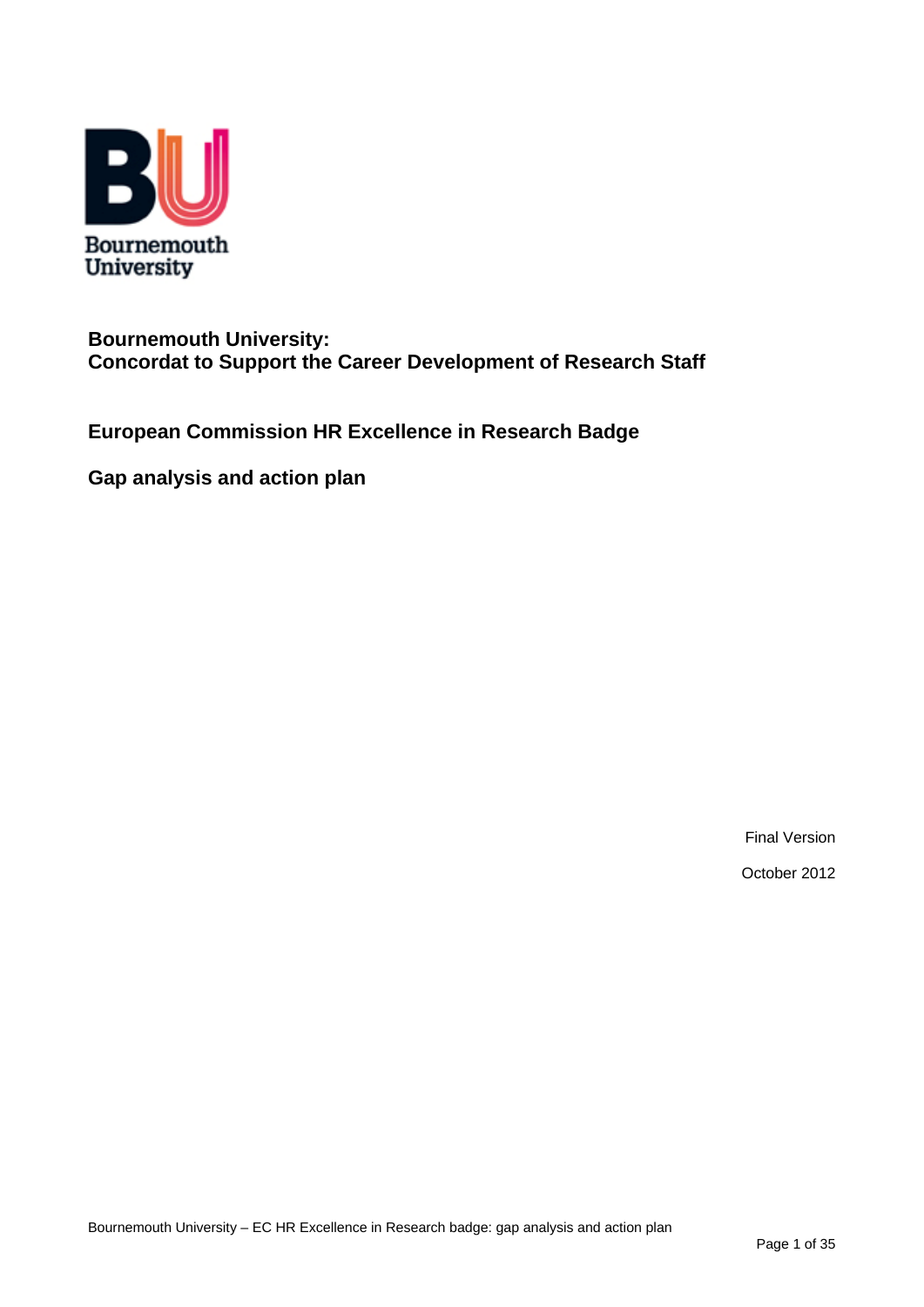# Bournemouth University: Concordat to Support the Career Development of Research Staff

## European Commission HR Excellence in Research Badge

## Gap analysis and action plan

Final Version

October 2012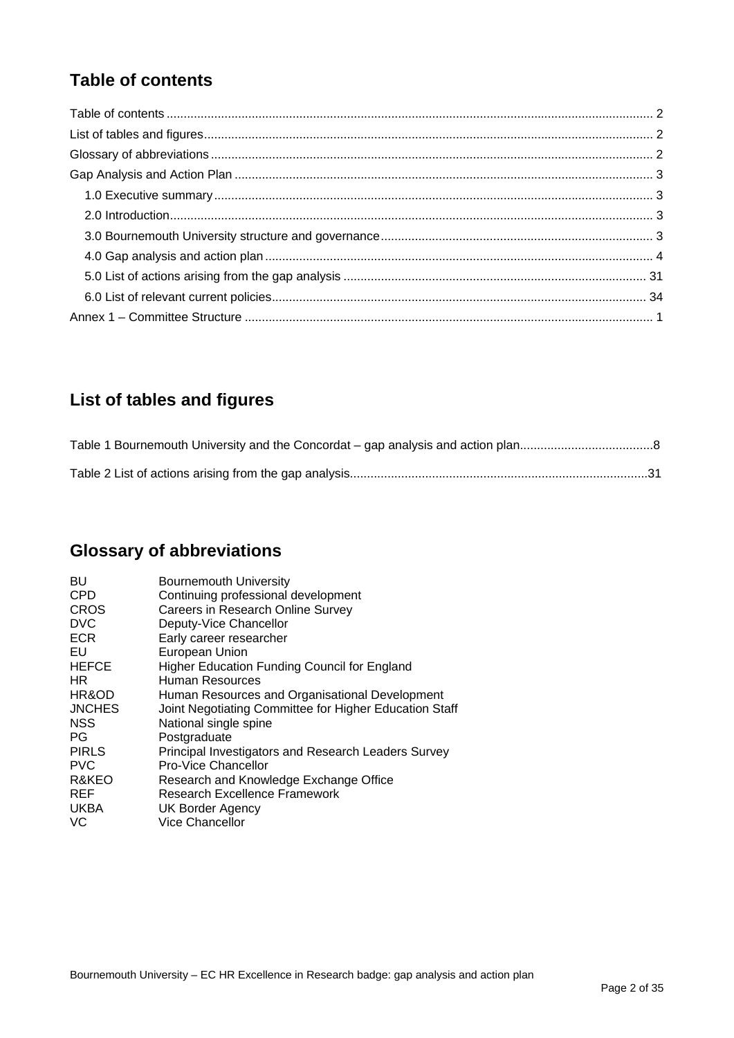## Table of contents

Table of contents ........................................................................................................................................ 2
List of tables and figures ............................................................................................................................. 2
Glossary of abbreviations ............................................................................................................................ 2
Gap Analysis and Action Plan ..................................................................................................................... 3
1.0 Executive summary ............................................................................................................................ 3
2.0 Introduction ........................................................................................................................................ 3
3.0 Bournemouth University structure and governance ............................................................................ 3
4.0 Gap analysis and action plan .............................................................................................................. 4
5.0 List of actions arising from the gap analysis ..................................................................................... 31
6.0 List of relevant current policies ......................................................................................................... 34
Annex 1 – Committee Structure ................................................................................................................... 1

## List of tables and figures

Table 1 Bournemouth University and the Concordat – gap analysis and action plan.......................................8

Table 2 List of actions arising from the gap analysis.......................................................................................31

## Glossary of abbreviations

| | |
|---|---|
| BU | Bournemouth University |
| CPD | Continuing professional development |
| CROS | Careers in Research Online Survey |
| DVC | Deputy-Vice Chancellor |
| ECR | Early career researcher |
| EU | European Union |
| HEFCE | Higher Education Funding Council for England |
| HR | Human Resources |
| HR&OD | Human Resources and Organisational Development |
| JNCHES | Joint Negotiating Committee for Higher Education Staff |
| NSS | National single spine |
| PG | Postgraduate |
| PIRLS | Principal Investigators and Research Leaders Survey |
| PVC | Pro-Vice Chancellor |
| R&KEO | Research and Knowledge Exchange Office |
| REF | Research Excellence Framework |
| UKBA | UK Border Agency |
| VC | Vice Chancellor |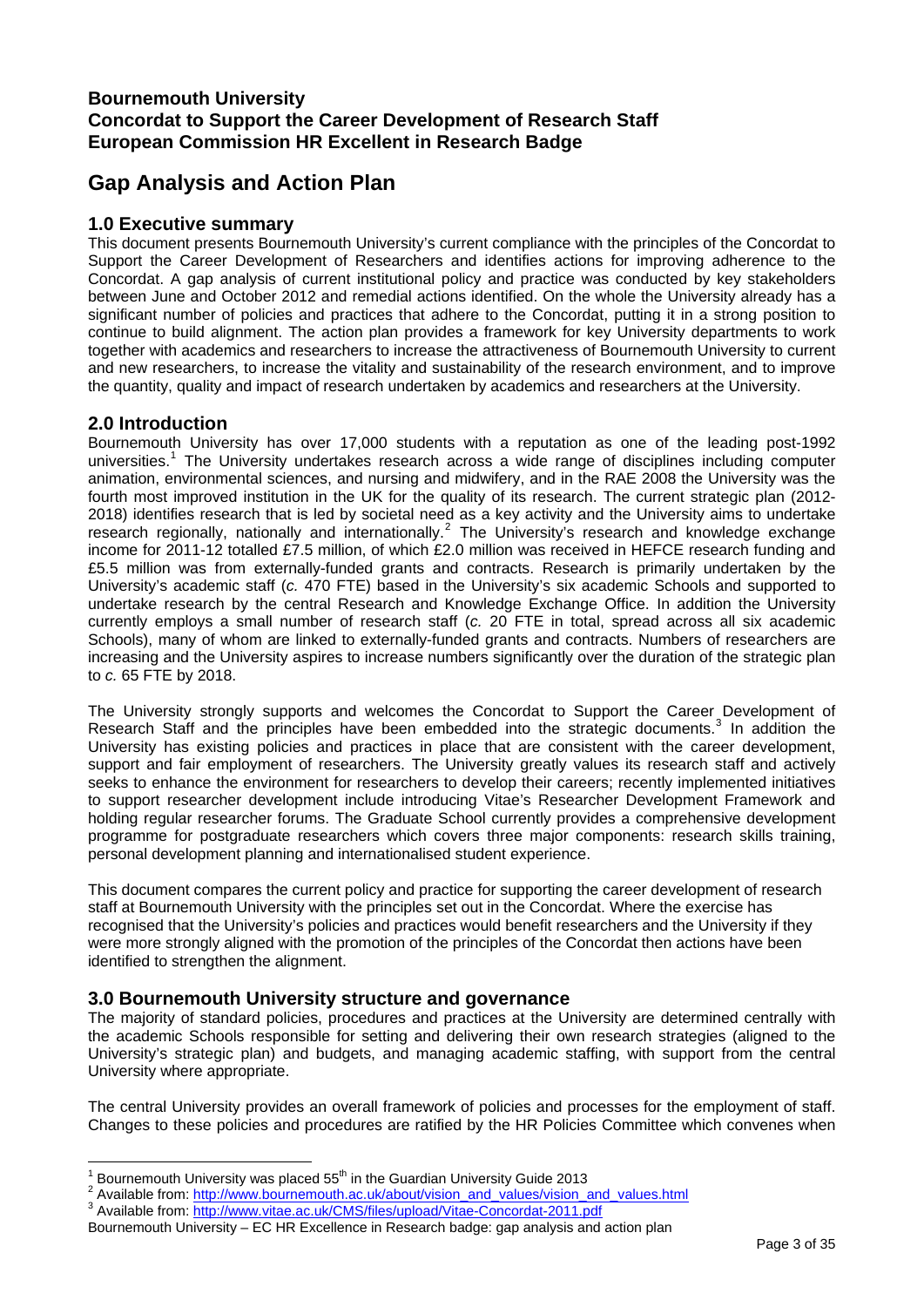**Bournemouth University**
**Concordat to Support the Career Development of Research Staff**
**European Commission HR Excellent in Research Badge**

# Gap Analysis and Action Plan

## 1.0 Executive summary

This document presents Bournemouth University's current compliance with the principles of the Concordat to Support the Career Development of Researchers and identifies actions for improving adherence to the Concordat. A gap analysis of current institutional policy and practice was conducted by key stakeholders between June and October 2012 and remedial actions identified. On the whole the University already has a significant number of policies and practices that adhere to the Concordat, putting it in a strong position to continue to build alignment. The action plan provides a framework for key University departments to work together with academics and researchers to increase the attractiveness of Bournemouth University to current and new researchers, to increase the vitality and sustainability of the research environment, and to improve the quantity, quality and impact of research undertaken by academics and researchers at the University.

## 2.0 Introduction

Bournemouth University has over 17,000 students with a reputation as one of the leading post-1992 universities.[1] The University undertakes research across a wide range of disciplines including computer animation, environmental sciences, and nursing and midwifery, and in the RAE 2008 the University was the fourth most improved institution in the UK for the quality of its research. The current strategic plan (2012-2018) identifies research that is led by societal need as a key activity and the University aims to undertake research regionally, nationally and internationally.[2] The University's research and knowledge exchange income for 2011-12 totalled £7.5 million, of which £2.0 million was received in HEFCE research funding and £5.5 million was from externally-funded grants and contracts. Research is primarily undertaken by the University's academic staff (*c.* 470 FTE) based in the University's six academic Schools and supported to undertake research by the central Research and Knowledge Exchange Office. In addition the University currently employs a small number of research staff (*c.* 20 FTE in total, spread across all six academic Schools), many of whom are linked to externally-funded grants and contracts. Numbers of researchers are increasing and the University aspires to increase numbers significantly over the duration of the strategic plan to *c.* 65 FTE by 2018.

The University strongly supports and welcomes the Concordat to Support the Career Development of Research Staff and the principles have been embedded into the strategic documents.[3] In addition the University has existing policies and practices in place that are consistent with the career development, support and fair employment of researchers. The University greatly values its research staff and actively seeks to enhance the environment for researchers to develop their careers; recently implemented initiatives to support researcher development include introducing Vitae's Researcher Development Framework and holding regular researcher forums. The Graduate School currently provides a comprehensive development programme for postgraduate researchers which covers three major components: research skills training, personal development planning and internationalised student experience.

This document compares the current policy and practice for supporting the career development of research staff at Bournemouth University with the principles set out in the Concordat. Where the exercise has recognised that the University's policies and practices would benefit researchers and the University if they were more strongly aligned with the promotion of the principles of the Concordat then actions have been identified to strengthen the alignment.

## 3.0 Bournemouth University structure and governance

The majority of standard policies, procedures and practices at the University are determined centrally with the academic Schools responsible for setting and delivering their own research strategies (aligned to the University's strategic plan) and budgets, and managing academic staffing, with support from the central University where appropriate.

The central University provides an overall framework of policies and processes for the employment of staff. Changes to these policies and procedures are ratified by the HR Policies Committee which convenes when

---

[1] Bournemouth University was placed 55th in the Guardian University Guide 2013

[2] Available from: http://www.bournemouth.ac.uk/about/vision_and_values/vision_and_values.html

[3] Available from: http://www.vitae.ac.uk/CMS/files/upload/Vitae-Concordat-2011.pdf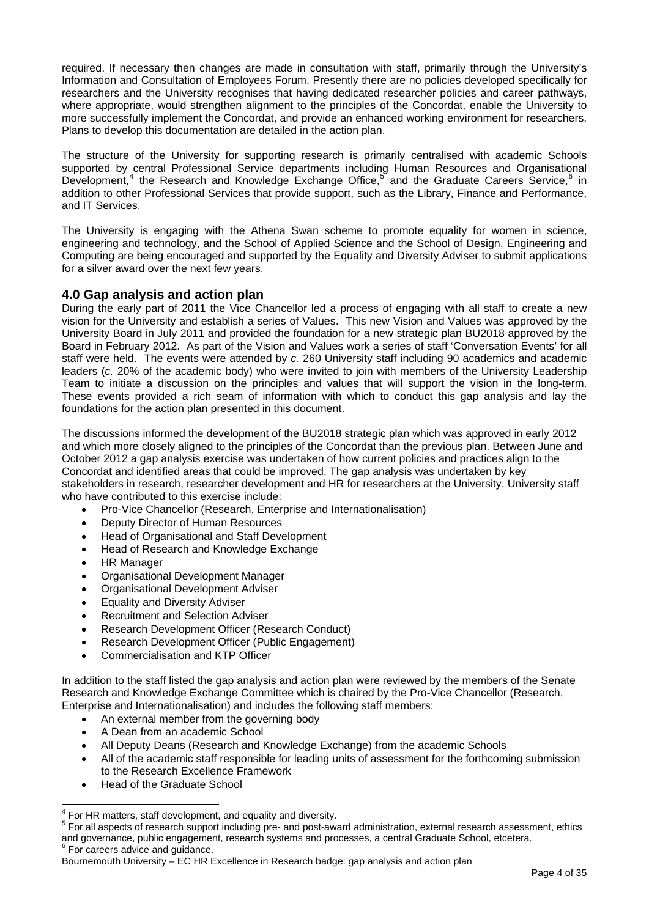required. If necessary then changes are made in consultation with staff, primarily through the University's Information and Consultation of Employees Forum. Presently there are no policies developed specifically for researchers and the University recognises that having dedicated researcher policies and career pathways, where appropriate, would strengthen alignment to the principles of the Concordat, enable the University to more successfully implement the Concordat, and provide an enhanced working environment for researchers. Plans to develop this documentation are detailed in the action plan.

The structure of the University for supporting research is primarily centralised with academic Schools supported by central Professional Service departments including Human Resources and Organisational Development,[4] the Research and Knowledge Exchange Office,[5] and the Graduate Careers Service,[6] in addition to other Professional Services that provide support, such as the Library, Finance and Performance, and IT Services.

The University is engaging with the Athena Swan scheme to promote equality for women in science, engineering and technology, and the School of Applied Science and the School of Design, Engineering and Computing are being encouraged and supported by the Equality and Diversity Adviser to submit applications for a silver award over the next few years.

## 4.0 Gap analysis and action plan

During the early part of 2011 the Vice Chancellor led a process of engaging with all staff to create a new vision for the University and establish a series of Values. This new Vision and Values was approved by the University Board in July 2011 and provided the foundation for a new strategic plan BU2018 approved by the Board in February 2012. As part of the Vision and Values work a series of staff 'Conversation Events' for all staff were held. The events were attended by *c.* 260 University staff including 90 academics and academic leaders (*c.* 20% of the academic body) who were invited to join with members of the University Leadership Team to initiate a discussion on the principles and values that will support the vision in the long-term. These events provided a rich seam of information with which to conduct this gap analysis and lay the foundations for the action plan presented in this document.

The discussions informed the development of the BU2018 strategic plan which was approved in early 2012 and which more closely aligned to the principles of the Concordat than the previous plan. Between June and October 2012 a gap analysis exercise was undertaken of how current policies and practices align to the Concordat and identified areas that could be improved. The gap analysis was undertaken by key stakeholders in research, researcher development and HR for researchers at the University. University staff who have contributed to this exercise include:

- Pro-Vice Chancellor (Research, Enterprise and Internationalisation)
- Deputy Director of Human Resources
- Head of Organisational and Staff Development
- Head of Research and Knowledge Exchange
- HR Manager
- Organisational Development Manager
- Organisational Development Adviser
- Equality and Diversity Adviser
- Recruitment and Selection Adviser
- Research Development Officer (Research Conduct)
- Research Development Officer (Public Engagement)
- Commercialisation and KTP Officer

In addition to the staff listed the gap analysis and action plan were reviewed by the members of the Senate Research and Knowledge Exchange Committee which is chaired by the Pro-Vice Chancellor (Research, Enterprise and Internationalisation) and includes the following staff members:

- An external member from the governing body
- A Dean from an academic School
- All Deputy Deans (Research and Knowledge Exchange) from the academic Schools
- All of the academic staff responsible for leading units of assessment for the forthcoming submission to the Research Excellence Framework
- Head of the Graduate School

[4] For HR matters, staff development, and equality and diversity.

[5] For all aspects of research support including pre- and post-award administration, external research assessment, ethics and governance, public engagement, research systems and processes, a central Graduate School, etcetera.

[6] For careers advice and guidance.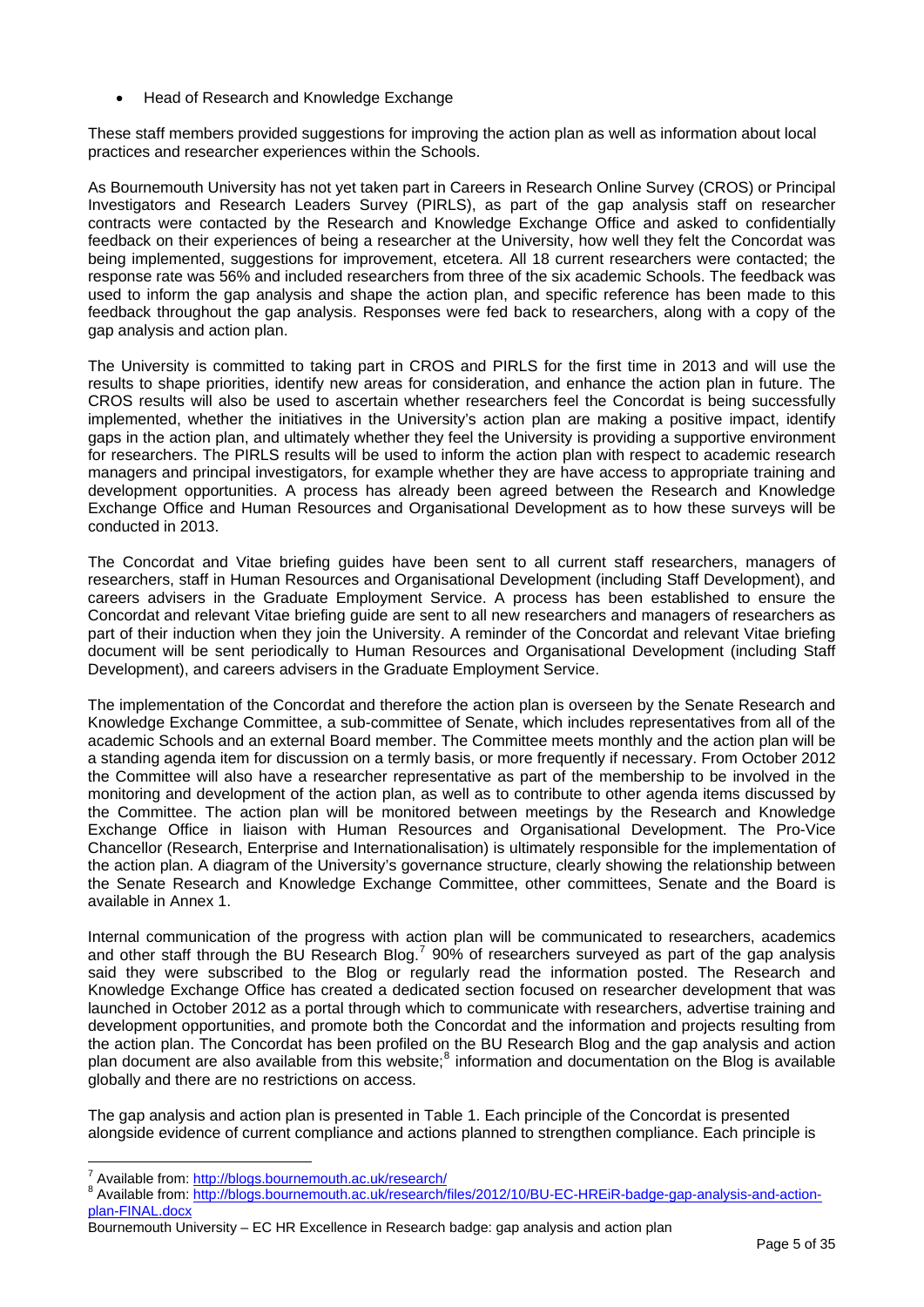- Head of Research and Knowledge Exchange

These staff members provided suggestions for improving the action plan as well as information about local practices and researcher experiences within the Schools.

As Bournemouth University has not yet taken part in Careers in Research Online Survey (CROS) or Principal Investigators and Research Leaders Survey (PIRLS), as part of the gap analysis staff on researcher contracts were contacted by the Research and Knowledge Exchange Office and asked to confidentially feedback on their experiences of being a researcher at the University, how well they felt the Concordat was being implemented, suggestions for improvement, etcetera. All 18 current researchers were contacted; the response rate was 56% and included researchers from three of the six academic Schools. The feedback was used to inform the gap analysis and shape the action plan, and specific reference has been made to this feedback throughout the gap analysis. Responses were fed back to researchers, along with a copy of the gap analysis and action plan.

The University is committed to taking part in CROS and PIRLS for the first time in 2013 and will use the results to shape priorities, identify new areas for consideration, and enhance the action plan in future. The CROS results will also be used to ascertain whether researchers feel the Concordat is being successfully implemented, whether the initiatives in the University's action plan are making a positive impact, identify gaps in the action plan, and ultimately whether they feel the University is providing a supportive environment for researchers. The PIRLS results will be used to inform the action plan with respect to academic research managers and principal investigators, for example whether they are have access to appropriate training and development opportunities. A process has already been agreed between the Research and Knowledge Exchange Office and Human Resources and Organisational Development as to how these surveys will be conducted in 2013.

The Concordat and Vitae briefing guides have been sent to all current staff researchers, managers of researchers, staff in Human Resources and Organisational Development (including Staff Development), and careers advisers in the Graduate Employment Service. A process has been established to ensure the Concordat and relevant Vitae briefing guide are sent to all new researchers and managers of researchers as part of their induction when they join the University. A reminder of the Concordat and relevant Vitae briefing document will be sent periodically to Human Resources and Organisational Development (including Staff Development), and careers advisers in the Graduate Employment Service.

The implementation of the Concordat and therefore the action plan is overseen by the Senate Research and Knowledge Exchange Committee, a sub-committee of Senate, which includes representatives from all of the academic Schools and an external Board member. The Committee meets monthly and the action plan will be a standing agenda item for discussion on a termly basis, or more frequently if necessary. From October 2012 the Committee will also have a researcher representative as part of the membership to be involved in the monitoring and development of the action plan, as well as to contribute to other agenda items discussed by the Committee. The action plan will be monitored between meetings by the Research and Knowledge Exchange Office in liaison with Human Resources and Organisational Development. The Pro-Vice Chancellor (Research, Enterprise and Internationalisation) is ultimately responsible for the implementation of the action plan. A diagram of the University's governance structure, clearly showing the relationship between the Senate Research and Knowledge Exchange Committee, other committees, Senate and the Board is available in Annex 1.

Internal communication of the progress with action plan will be communicated to researchers, academics and other staff through the BU Research Blog.[7] 90% of researchers surveyed as part of the gap analysis said they were subscribed to the Blog or regularly read the information posted. The Research and Knowledge Exchange Office has created a dedicated section focused on researcher development that was launched in October 2012 as a portal through which to communicate with researchers, advertise training and development opportunities, and promote both the Concordat and the information and projects resulting from the action plan. The Concordat has been profiled on the BU Research Blog and the gap analysis and action plan document are also available from this website;[8] information and documentation on the Blog is available globally and there are no restrictions on access.

The gap analysis and action plan is presented in Table 1. Each principle of the Concordat is presented alongside evidence of current compliance and actions planned to strengthen compliance. Each principle is

---

[7] Available from: http://blogs.bournemouth.ac.uk/research/

[8] Available from: http://blogs.bournemouth.ac.uk/research/files/2012/10/BU-EC-HREiR-badge-gap-analysis-and-action-plan-FINAL.docx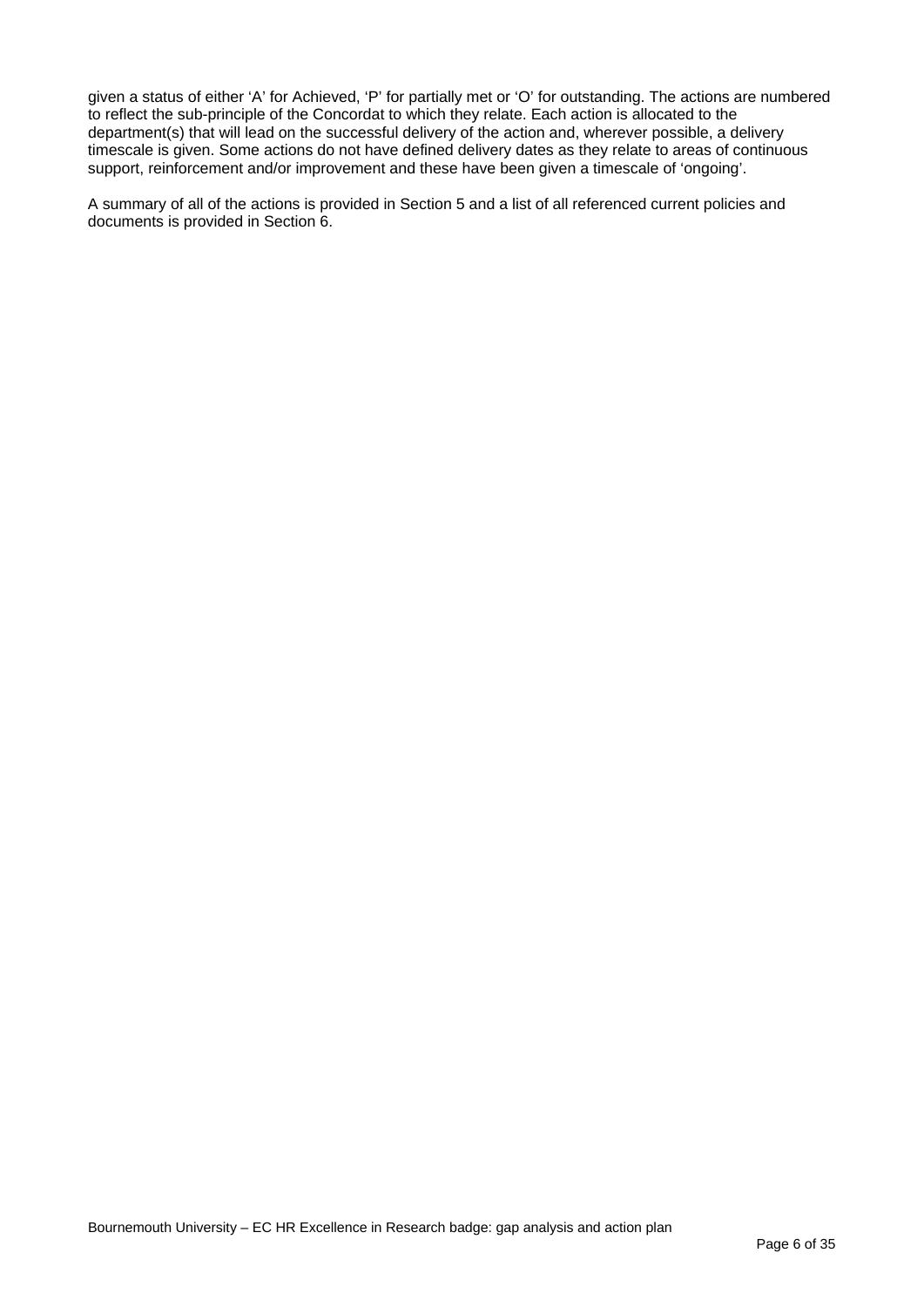given a status of either ‘A’ for Achieved, ‘P’ for partially met or ‘O’ for outstanding. The actions are numbered to reflect the sub-principle of the Concordat to which they relate. Each action is allocated to the department(s) that will lead on the successful delivery of the action and, wherever possible, a delivery timescale is given. Some actions do not have defined delivery dates as they relate to areas of continuous support, reinforcement and/or improvement and these have been given a timescale of ‘ongoing’.

A summary of all of the actions is provided in Section 5 and a list of all referenced current policies and documents is provided in Section 6.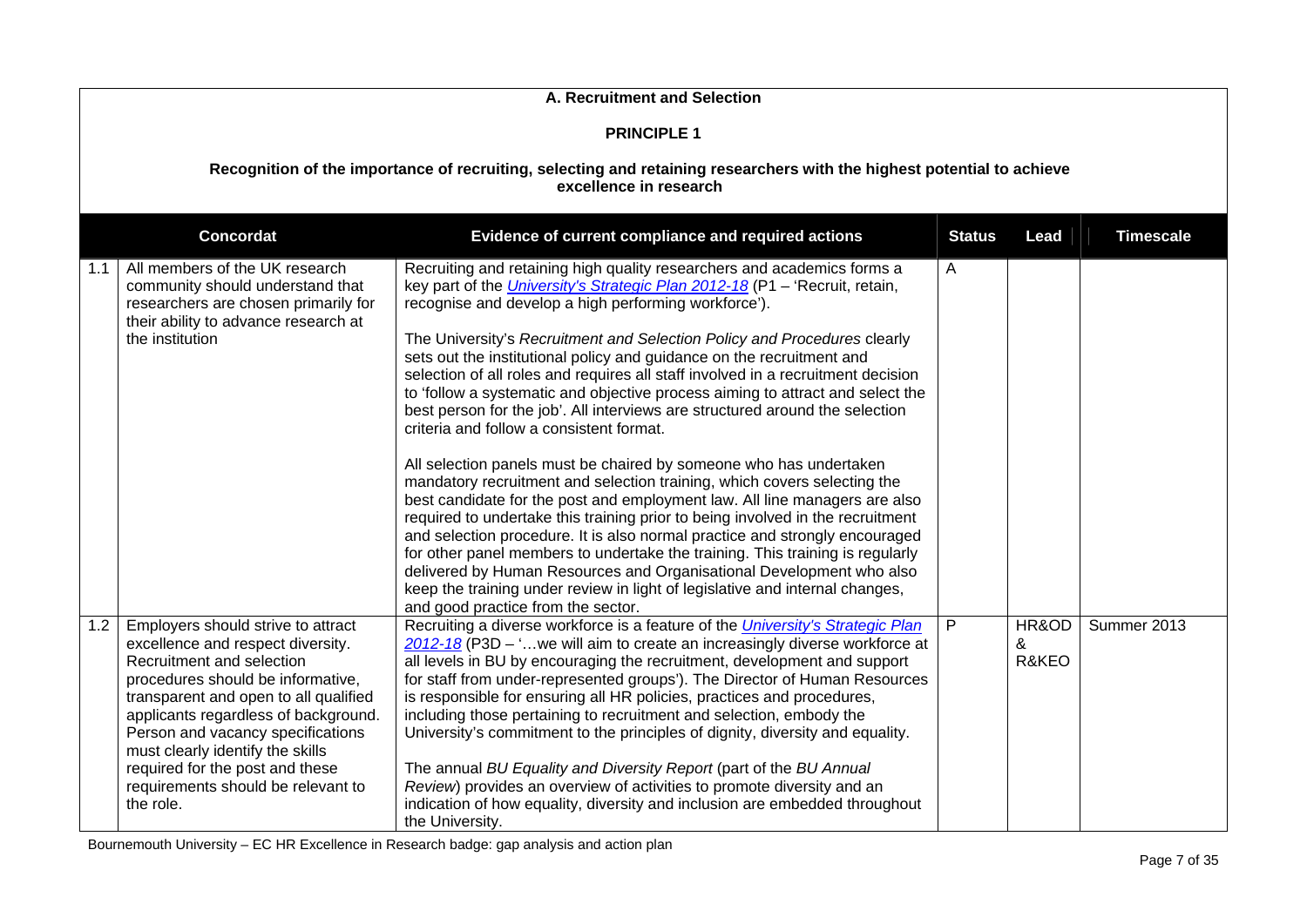## A. Recruitment and Selection

### PRINCIPLE 1

**Recognition of the importance of recruiting, selecting and retaining researchers with the highest potential to achieve excellence in research**

| | Concordat | Evidence of current compliance and required actions | Status | Lead | Timescale |
|---|---|---|---|---|---|
| 1.1 | All members of the UK research community should understand that researchers are chosen primarily for their ability to advance research at the institution | Recruiting and retaining high quality researchers and academics forms a key part of the *University's Strategic Plan 2012-18* (P1 – 'Recruit, retain, recognise and develop a high performing workforce').<br><br>The University's *Recruitment and Selection Policy and Procedures* clearly sets out the institutional policy and guidance on the recruitment and selection of all roles and requires all staff involved in a recruitment decision to 'follow a systematic and objective process aiming to attract and select the best person for the job'. All interviews are structured around the selection criteria and follow a consistent format.<br><br>All selection panels must be chaired by someone who has undertaken mandatory recruitment and selection training, which covers selecting the best candidate for the post and employment law. All line managers are also required to undertake this training prior to being involved in the recruitment and selection procedure. It is also normal practice and strongly encouraged for other panel members to undertake the training. This training is regularly delivered by Human Resources and Organisational Development who also keep the training under review in light of legislative and internal changes, and good practice from the sector. | A | | |
| 1.2 | Employers should strive to attract excellence and respect diversity. Recruitment and selection procedures should be informative, transparent and open to all qualified applicants regardless of background. Person and vacancy specifications must clearly identify the skills required for the post and these requirements should be relevant to the role. | Recruiting a diverse workforce is a feature of the *University's Strategic Plan 2012-18* (P3D – '…we will aim to create an increasingly diverse workforce at all levels in BU by encouraging the recruitment, development and support for staff from under-represented groups'). The Director of Human Resources is responsible for ensuring all HR policies, practices and procedures, including those pertaining to recruitment and selection, embody the University's commitment to the principles of dignity, diversity and equality.<br><br>The annual *BU Equality and Diversity Report* (part of the *BU Annual Review*) provides an overview of activities to promote diversity and an indication of how equality, diversity and inclusion are embedded throughout the University. | P | HR&OD & R&KEO | Summer 2013 |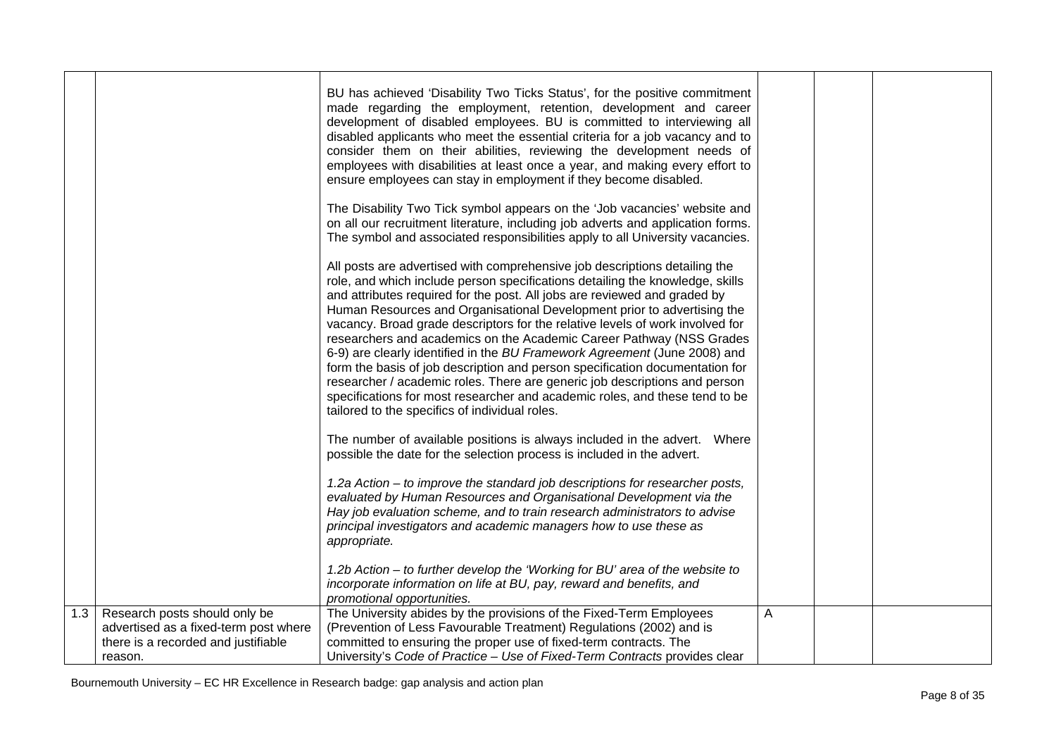| | | | | | |
|---|---|---|---|---|---|
| | | BU has achieved 'Disability Two Ticks Status', for the positive commitment made regarding the employment, retention, development and career development of disabled employees. BU is committed to interviewing all disabled applicants who meet the essential criteria for a job vacancy and to consider them on their abilities, reviewing the development needs of employees with disabilities at least once a year, and making every effort to ensure employees can stay in employment if they become disabled.<br><br>The Disability Two Tick symbol appears on the 'Job vacancies' website and on all our recruitment literature, including job adverts and application forms. The symbol and associated responsibilities apply to all University vacancies.<br><br>All posts are advertised with comprehensive job descriptions detailing the role, and which include person specifications detailing the knowledge, skills and attributes required for the post. All jobs are reviewed and graded by Human Resources and Organisational Development prior to advertising the vacancy. Broad grade descriptors for the relative levels of work involved for researchers and academics on the Academic Career Pathway (NSS Grades 6-9) are clearly identified in the *BU Framework Agreement* (June 2008) and form the basis of job description and person specification documentation for researcher / academic roles. There are generic job descriptions and person specifications for most researcher and academic roles, and these tend to be tailored to the specifics of individual roles.<br><br>The number of available positions is always included in the advert. Where possible the date for the selection process is included in the advert.<br><br>*1.2a Action – to improve the standard job descriptions for researcher posts, evaluated by Human Resources and Organisational Development via the Hay job evaluation scheme, and to train research administrators to advise principal investigators and academic managers how to use these as appropriate.*<br><br>*1.2b Action – to further develop the 'Working for BU' area of the website to incorporate information on life at BU, pay, reward and benefits, and promotional opportunities.* | | | |
| 1.3 | Research posts should only be advertised as a fixed-term post where there is a recorded and justifiable reason. | The University abides by the provisions of the Fixed-Term Employees (Prevention of Less Favourable Treatment) Regulations (2002) and is committed to ensuring the proper use of fixed-term contracts. The University's *Code of Practice – Use of Fixed-Term Contracts* provides clear | A | | |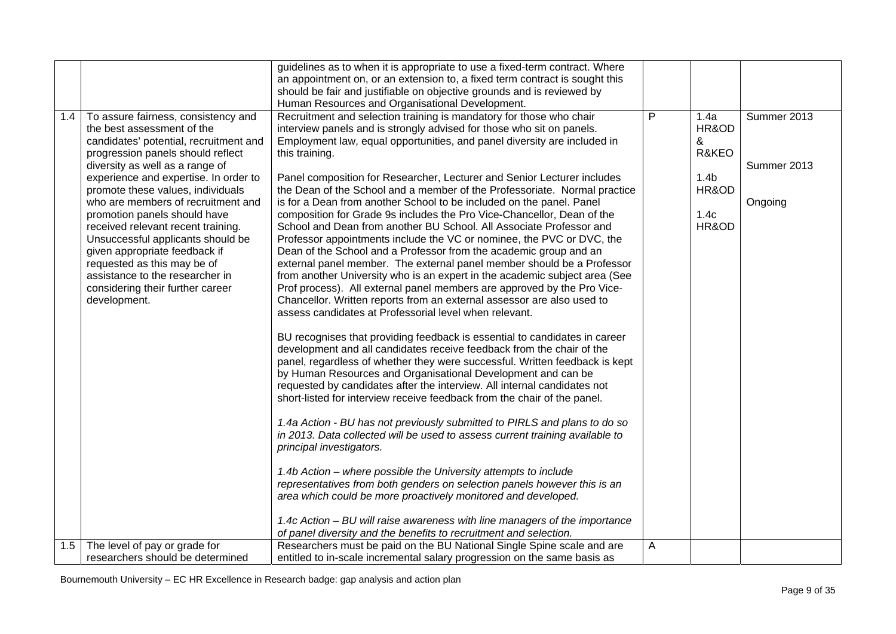| | | | | | |
|---|---|---|---|---|---|
| | | guidelines as to when it is appropriate to use a fixed-term contract. Where an appointment on, or an extension to, a fixed term contract is sought this should be fair and justifiable on objective grounds and is reviewed by Human Resources and Organisational Development. | | | |
| 1.4 | To assure fairness, consistency and the best assessment of the candidates' potential, recruitment and progression panels should reflect diversity as well as a range of experience and expertise. In order to promote these values, individuals who are members of recruitment and promotion panels should have received relevant recent training. Unsuccessful applicants should be given appropriate feedback if requested as this may be of assistance to the researcher in considering their further career development. | Recruitment and selection training is mandatory for those who chair interview panels and is strongly advised for those who sit on panels. Employment law, equal opportunities, and panel diversity are included in this training.<br><br>Panel composition for Researcher, Lecturer and Senior Lecturer includes the Dean of the School and a member of the Professoriate. Normal practice is for a Dean from another School to be included on the panel. Panel composition for Grade 9s includes the Pro Vice-Chancellor, Dean of the School and Dean from another BU School. All Associate Professor and Professor appointments include the VC or nominee, the PVC or DVC, the Dean of the School and a Professor from the academic group and an external panel member. The external panel member should be a Professor from another University who is an expert in the academic subject area (See Prof process). All external panel members are approved by the Pro Vice-Chancellor. Written reports from an external assessor are also used to assess candidates at Professorial level when relevant.<br><br>BU recognises that providing feedback is essential to candidates in career development and all candidates receive feedback from the chair of the panel, regardless of whether they were successful. Written feedback is kept by Human Resources and Organisational Development and can be requested by candidates after the interview. All internal candidates not short-listed for interview receive feedback from the chair of the panel.<br><br>*1.4a Action - BU has not previously submitted to PIRLS and plans to do so in 2013. Data collected will be used to assess current training available to principal investigators.*<br><br>*1.4b Action – where possible the University attempts to include representatives from both genders on selection panels however this is an area which could be more proactively monitored and developed.*<br><br>*1.4c Action – BU will raise awareness with line managers of the importance of panel diversity and the benefits to recruitment and selection.* | P | 1.4a HR&OD & R&KEO<br><br>1.4b HR&OD<br><br>1.4c HR&OD | Summer 2013<br><br>Summer 2013<br><br>Ongoing |
| 1.5 | The level of pay or grade for researchers should be determined | Researchers must be paid on the BU National Single Spine scale and are entitled to in-scale incremental salary progression on the same basis as | A | | |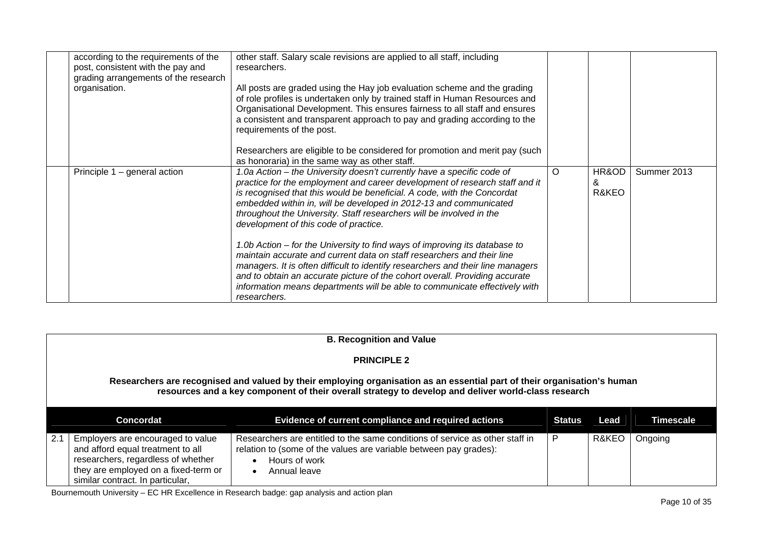| | | | | | |
|---|---|---|---|---|---|
| | according to the requirements of the post, consistent with the pay and grading arrangements of the research organisation. | other staff. Salary scale revisions are applied to all staff, including researchers.<br><br>All posts are graded using the Hay job evaluation scheme and the grading of role profiles is undertaken only by trained staff in Human Resources and Organisational Development. This ensures fairness to all staff and ensures a consistent and transparent approach to pay and grading according to the requirements of the post.<br><br>Researchers are eligible to be considered for promotion and merit pay (such as honoraria) in the same way as other staff. | | | |
| | Principle 1 – general action | *1.0a Action – the University doesn't currently have a specific code of practice for the employment and career development of research staff and it is recognised that this would be beneficial. A code, with the Concordat embedded within in, will be developed in 2012-13 and communicated throughout the University. Staff researchers will be involved in the development of this code of practice.*<br><br>*1.0b Action – for the University to find ways of improving its database to maintain accurate and current data on staff researchers and their line managers. It is often difficult to identify researchers and their line managers and to obtain an accurate picture of the cohort overall. Providing accurate information means departments will be able to communicate effectively with researchers.* | O | HR&OD & R&KEO | Summer 2013 |

**B. Recognition and Value**

**PRINCIPLE 2**

**Researchers are recognised and valued by their employing organisation as an essential part of their organisation's human resources and a key component of their overall strategy to develop and deliver world-class research**

| | Concordat | Evidence of current compliance and required actions | Status | Lead | Timescale |
|---|---|---|---|---|---|
| 2.1 | Employers are encouraged to value and afford equal treatment to all researchers, regardless of whether they are employed on a fixed-term or similar contract. In particular, | Researchers are entitled to the same conditions of service as other staff in relation to (some of the values are variable between pay grades):<br>• Hours of work<br>• Annual leave | P | R&KEO | Ongoing |

Bournemouth University – EC HR Excellence in Research badge: gap analysis and action plan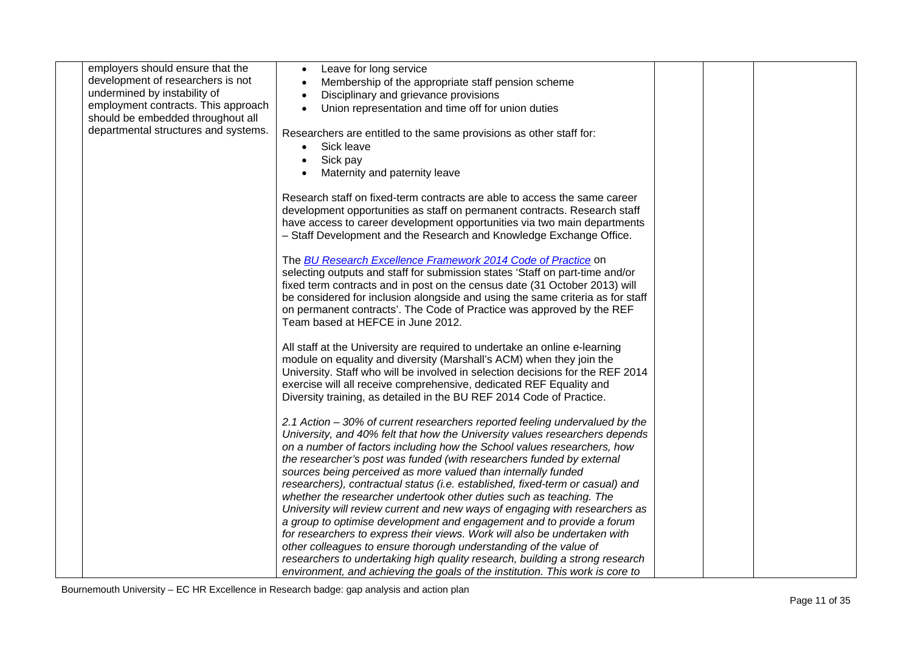| | | | | | |
|---|---|---|---|---|---|
| | employers should ensure that the development of researchers is not undermined by instability of employment contracts. This approach should be embedded throughout all departmental structures and systems. | <ul><li>Leave for long service</li><li>Membership of the appropriate staff pension scheme</li><li>Disciplinary and grievance provisions</li><li>Union representation and time off for union duties</li></ul>Researchers are entitled to the same provisions as other staff for:<ul><li>Sick leave</li><li>Sick pay</li><li>Maternity and paternity leave</li></ul>Research staff on fixed-term contracts are able to access the same career development opportunities as staff on permanent contracts. Research staff have access to career development opportunities via two main departments – Staff Development and the Research and Knowledge Exchange Office.<br><br>The [BU Research Excellence Framework 2014 Code of Practice]() on selecting outputs and staff for submission states 'Staff on part-time and/or fixed term contracts and in post on the census date (31 October 2013) will be considered for inclusion alongside and using the same criteria as for staff on permanent contracts'. The Code of Practice was approved by the REF Team based at HEFCE in June 2012.<br><br>All staff at the University are required to undertake an online e-learning module on equality and diversity (Marshall's ACM) when they join the University. Staff who will be involved in selection decisions for the REF 2014 exercise will all receive comprehensive, dedicated REF Equality and Diversity training, as detailed in the BU REF 2014 Code of Practice.<br><br>*2.1 Action – 30% of current researchers reported feeling undervalued by the University, and 40% felt that how the University values researchers depends on a number of factors including how the School values researchers, how the researcher's post was funded (with researchers funded by external sources being perceived as more valued than internally funded researchers), contractual status (i.e. established, fixed-term or casual) and whether the researcher undertook other duties such as teaching. The University will review current and new ways of engaging with researchers as a group to optimise development and engagement and to provide a forum for researchers to express their views. Work will also be undertaken with other colleagues to ensure thorough understanding of the value of researchers to undertaking high quality research, building a strong research environment, and achieving the goals of the institution. This work is core to* | | | |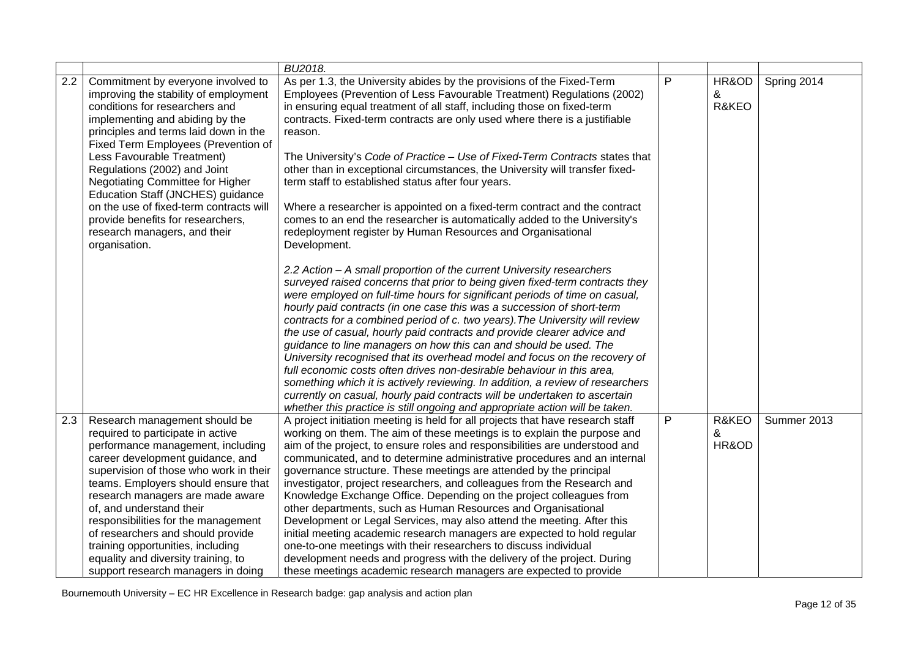| | | | | | |
|---|---|---|---|---|---|
| | | *BU2018.* | | | |
| 2.2 | Commitment by everyone involved to improving the stability of employment conditions for researchers and implementing and abiding by the principles and terms laid down in the Fixed Term Employees (Prevention of Less Favourable Treatment) Regulations (2002) and Joint Negotiating Committee for Higher Education Staff (JNCHES) guidance on the use of fixed-term contracts will provide benefits for researchers, research managers, and their organisation. | As per 1.3, the University abides by the provisions of the Fixed-Term Employees (Prevention of Less Favourable Treatment) Regulations (2002) in ensuring equal treatment of all staff, including those on fixed-term contracts. Fixed-term contracts are only used where there is a justifiable reason.<br><br>The University's *Code of Practice – Use of Fixed-Term Contracts* states that other than in exceptional circumstances, the University will transfer fixed-term staff to established status after four years.<br><br>Where a researcher is appointed on a fixed-term contract and the contract comes to an end the researcher is automatically added to the University's redeployment register by Human Resources and Organisational Development.<br><br>*2.2 Action – A small proportion of the current University researchers surveyed raised concerns that prior to being given fixed-term contracts they were employed on full-time hours for significant periods of time on casual, hourly paid contracts (in one case this was a succession of short-term contracts for a combined period of c. two years).The University will review the use of casual, hourly paid contracts and provide clearer advice and guidance to line managers on how this can and should be used. The University recognised that its overhead model and focus on the recovery of full economic costs often drives non-desirable behaviour in this area, something which it is actively reviewing. In addition, a review of researchers currently on casual, hourly paid contracts will be undertaken to ascertain whether this practice is still ongoing and appropriate action will be taken.* | P | HR&OD & R&KEO | Spring 2014 |
| 2.3 | Research management should be required to participate in active performance management, including career development guidance, and supervision of those who work in their teams. Employers should ensure that research managers are made aware of, and understand their responsibilities for the management of researchers and should provide training opportunities, including equality and diversity training, to support research managers in doing | A project initiation meeting is held for all projects that have research staff working on them. The aim of these meetings is to explain the purpose and aim of the project, to ensure roles and responsibilities are understood and communicated, and to determine administrative procedures and an internal governance structure. These meetings are attended by the principal investigator, project researchers, and colleagues from the Research and Knowledge Exchange Office. Depending on the project colleagues from other departments, such as Human Resources and Organisational Development or Legal Services, may also attend the meeting. After this initial meeting academic research managers are expected to hold regular one-to-one meetings with their researchers to discuss individual development needs and progress with the delivery of the project. During these meetings academic research managers are expected to provide | P | R&KEO & HR&OD | Summer 2013 |

Bournemouth University – EC HR Excellence in Research badge: gap analysis and action plan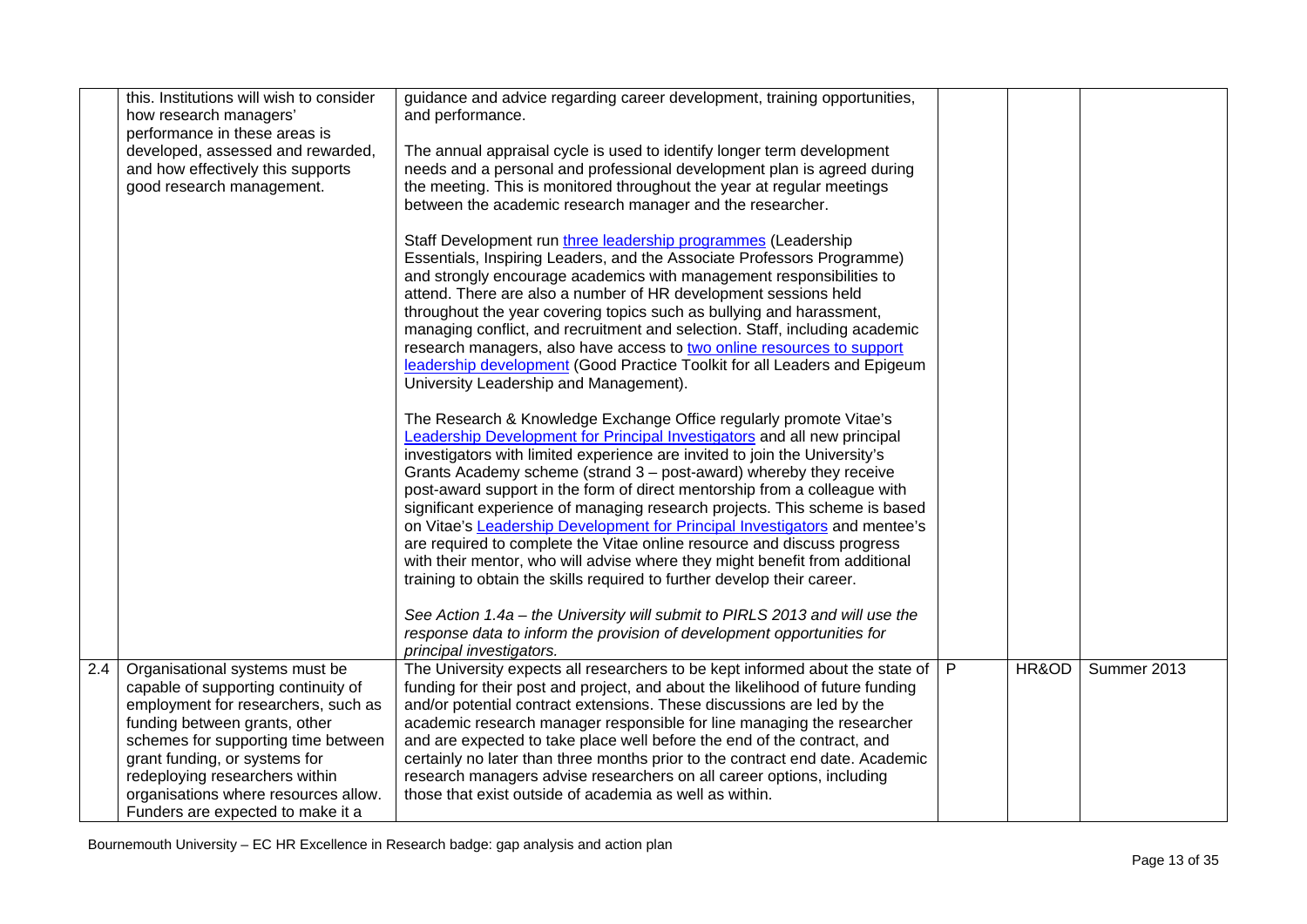| | | | | | |
|---|---|---|---|---|---|
| | this. Institutions will wish to consider how research managers' performance in these areas is developed, assessed and rewarded, and how effectively this supports good research management. | guidance and advice regarding career development, training opportunities, and performance.<br><br>The annual appraisal cycle is used to identify longer term development needs and a personal and professional development plan is agreed during the meeting. This is monitored throughout the year at regular meetings between the academic research manager and the researcher.<br><br>Staff Development run three leadership programmes (Leadership Essentials, Inspiring Leaders, and the Associate Professors Programme) and strongly encourage academics with management responsibilities to attend. There are also a number of HR development sessions held throughout the year covering topics such as bullying and harassment, managing conflict, and recruitment and selection. Staff, including academic research managers, also have access to two online resources to support leadership development (Good Practice Toolkit for all Leaders and Epigeum University Leadership and Management).<br><br>The Research & Knowledge Exchange Office regularly promote Vitae's Leadership Development for Principal Investigators and all new principal investigators with limited experience are invited to join the University's Grants Academy scheme (strand 3 – post-award) whereby they receive post-award support in the form of direct mentorship from a colleague with significant experience of managing research projects. This scheme is based on Vitae's Leadership Development for Principal Investigators and mentee's are required to complete the Vitae online resource and discuss progress with their mentor, who will advise where they might benefit from additional training to obtain the skills required to further develop their career.<br><br>*See Action 1.4a – the University will submit to PIRLS 2013 and will use the response data to inform the provision of development opportunities for principal investigators.* | | | |
| 2.4 | Organisational systems must be capable of supporting continuity of employment for researchers, such as funding between grants, other schemes for supporting time between grant funding, or systems for redeploying researchers within organisations where resources allow. Funders are expected to make it a | The University expects all researchers to be kept informed about the state of funding for their post and project, and about the likelihood of future funding and/or potential contract extensions. These discussions are led by the academic research manager responsible for line managing the researcher and are expected to take place well before the end of the contract, and certainly no later than three months prior to the contract end date. Academic research managers advise researchers on all career options, including those that exist outside of academia as well as within. | P | HR&OD | Summer 2013 |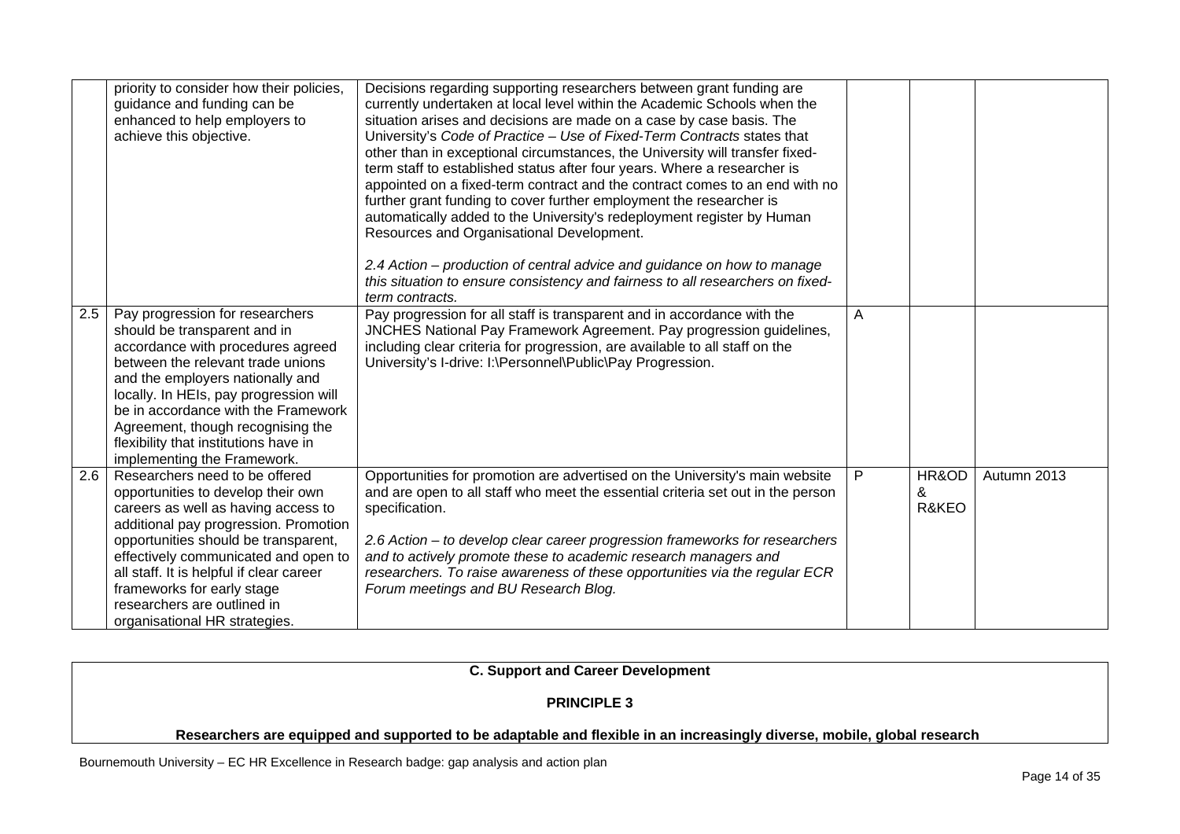| | | | | | |
|---|---|---|---|---|---|
| | priority to consider how their policies, guidance and funding can be enhanced to help employers to achieve this objective. | Decisions regarding supporting researchers between grant funding are currently undertaken at local level within the Academic Schools when the situation arises and decisions are made on a case by case basis. The University's *Code of Practice – Use of Fixed-Term Contracts* states that other than in exceptional circumstances, the University will transfer fixed-term staff to established status after four years. Where a researcher is appointed on a fixed-term contract and the contract comes to an end with no further grant funding to cover further employment the researcher is automatically added to the University's redeployment register by Human Resources and Organisational Development.<br><br>*2.4 Action – production of central advice and guidance on how to manage this situation to ensure consistency and fairness to all researchers on fixed-term contracts.* | | | |
| 2.5 | Pay progression for researchers should be transparent and in accordance with procedures agreed between the relevant trade unions and the employers nationally and locally. In HEIs, pay progression will be in accordance with the Framework Agreement, though recognising the flexibility that institutions have in implementing the Framework. | Pay progression for all staff is transparent and in accordance with the JNCHES National Pay Framework Agreement. Pay progression guidelines, including clear criteria for progression, are available to all staff on the University's I-drive: I:\Personnel\Public\Pay Progression. | A | | |
| 2.6 | Researchers need to be offered opportunities to develop their own careers as well as having access to additional pay progression. Promotion opportunities should be transparent, effectively communicated and open to all staff. It is helpful if clear career frameworks for early stage researchers are outlined in organisational HR strategies. | Opportunities for promotion are advertised on the University's main website and are open to all staff who meet the essential criteria set out in the person specification.<br><br>*2.6 Action – to develop clear career progression frameworks for researchers and to actively promote these to academic research managers and researchers. To raise awareness of these opportunities via the regular ECR Forum meetings and BU Research Blog.* | P | HR&OD & R&KEO | Autumn 2013 |

**C. Support and Career Development**

**PRINCIPLE 3**

**Researchers are equipped and supported to be adaptable and flexible in an increasingly diverse, mobile, global research**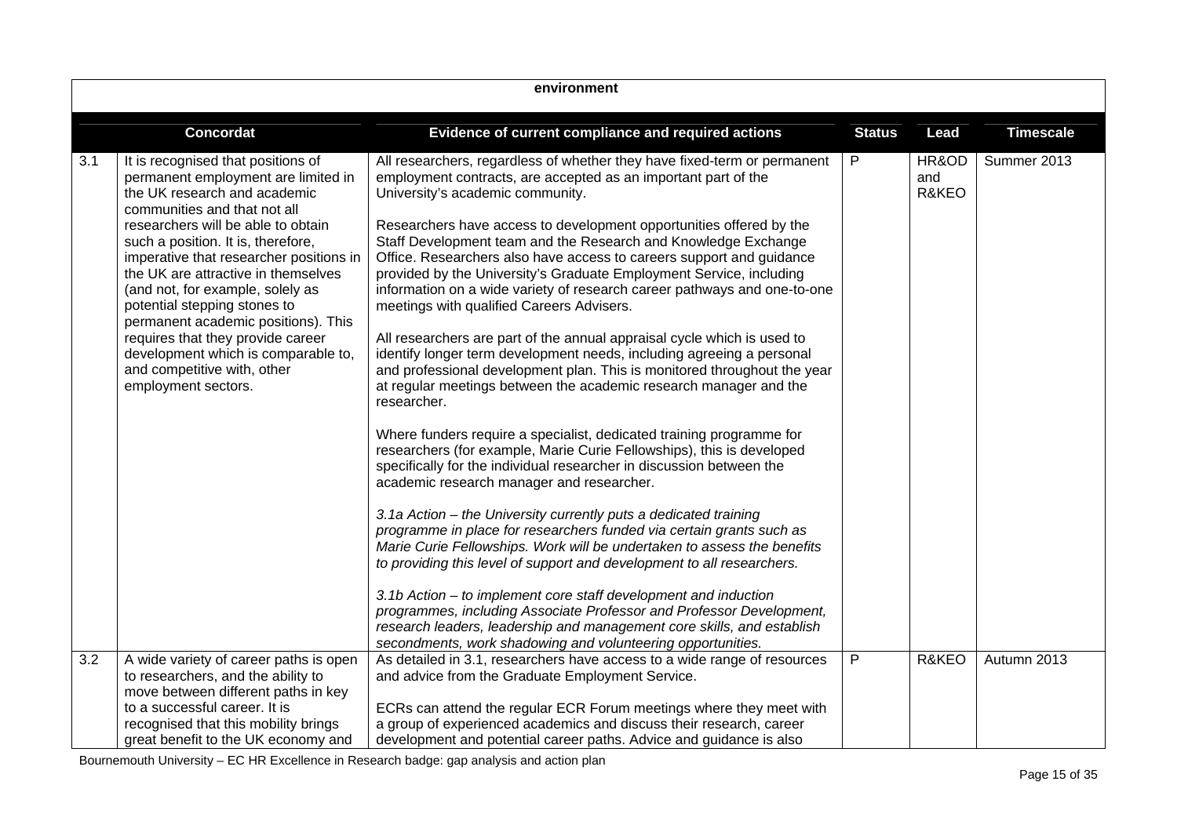environment

| | Concordat | Evidence of current compliance and required actions | Status | Lead | Timescale |
|---|---|---|---|---|---|
| 3.1 | It is recognised that positions of permanent employment are limited in the UK research and academic communities and that not all researchers will be able to obtain such a position. It is, therefore, imperative that researcher positions in the UK are attractive in themselves (and not, for example, solely as potential stepping stones to permanent academic positions). This requires that they provide career development which is comparable to, and competitive with, other employment sectors. | All researchers, regardless of whether they have fixed-term or permanent employment contracts, are accepted as an important part of the University's academic community.<br><br>Researchers have access to development opportunities offered by the Staff Development team and the Research and Knowledge Exchange Office. Researchers also have access to careers support and guidance provided by the University's Graduate Employment Service, including information on a wide variety of research career pathways and one-to-one meetings with qualified Careers Advisers.<br><br>All researchers are part of the annual appraisal cycle which is used to identify longer term development needs, including agreeing a personal and professional development plan. This is monitored throughout the year at regular meetings between the academic research manager and the researcher.<br><br>Where funders require a specialist, dedicated training programme for researchers (for example, Marie Curie Fellowships), this is developed specifically for the individual researcher in discussion between the academic research manager and researcher.<br><br>*3.1a Action – the University currently puts a dedicated training programme in place for researchers funded via certain grants such as Marie Curie Fellowships. Work will be undertaken to assess the benefits to providing this level of support and development to all researchers.*<br><br>*3.1b Action – to implement core staff development and induction programmes, including Associate Professor and Professor Development, research leaders, leadership and management core skills, and establish secondments, work shadowing and volunteering opportunities.* | P | HR&OD and R&KEO | Summer 2013 |
| 3.2 | A wide variety of career paths is open to researchers, and the ability to move between different paths in key to a successful career. It is recognised that this mobility brings great benefit to the UK economy and | As detailed in 3.1, researchers have access to a wide range of resources and advice from the Graduate Employment Service.<br><br>ECRs can attend the regular ECR Forum meetings where they meet with a group of experienced academics and discuss their research, career development and potential career paths. Advice and guidance is also | P | R&KEO | Autumn 2013 |

Bournemouth University – EC HR Excellence in Research badge: gap analysis and action plan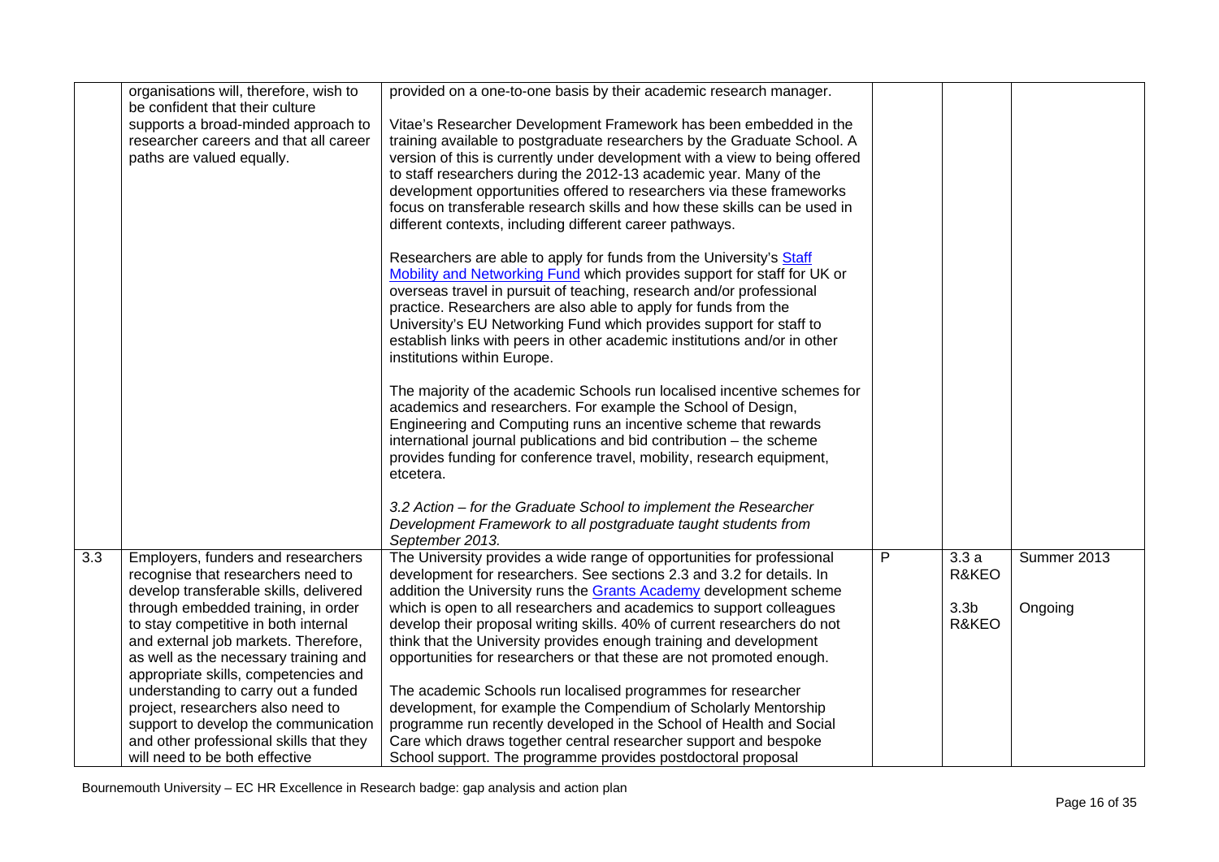| | | | | | |
|---|---|---|---|---|---|
| | organisations will, therefore, wish to be confident that their culture supports a broad-minded approach to researcher careers and that all career paths are valued equally. | provided on a one-to-one basis by their academic research manager.<br><br>Vitae's Researcher Development Framework has been embedded in the training available to postgraduate researchers by the Graduate School. A version of this is currently under development with a view to being offered to staff researchers during the 2012-13 academic year. Many of the development opportunities offered to researchers via these frameworks focus on transferable research skills and how these skills can be used in different contexts, including different career pathways.<br><br>Researchers are able to apply for funds from the University's Staff Mobility and Networking Fund which provides support for staff for UK or overseas travel in pursuit of teaching, research and/or professional practice. Researchers are also able to apply for funds from the University's EU Networking Fund which provides support for staff to establish links with peers in other academic institutions and/or in other institutions within Europe.<br><br>The majority of the academic Schools run localised incentive schemes for academics and researchers. For example the School of Design, Engineering and Computing runs an incentive scheme that rewards international journal publications and bid contribution – the scheme provides funding for conference travel, mobility, research equipment, etcetera.<br><br>*3.2 Action – for the Graduate School to implement the Researcher Development Framework to all postgraduate taught students from September 2013.* | | | |
| 3.3 | Employers, funders and researchers recognise that researchers need to develop transferable skills, delivered through embedded training, in order to stay competitive in both internal and external job markets. Therefore, as well as the necessary training and appropriate skills, competencies and understanding to carry out a funded project, researchers also need to support to develop the communication and other professional skills that they will need to be both effective | The University provides a wide range of opportunities for professional development for researchers. See sections 2.3 and 3.2 for details. In addition the University runs the Grants Academy development scheme which is open to all researchers and academics to support colleagues develop their proposal writing skills. 40% of current researchers do not think that the University provides enough training and development opportunities for researchers or that these are not promoted enough.<br><br>The academic Schools run localised programmes for researcher development, for example the Compendium of Scholarly Mentorship programme run recently developed in the School of Health and Social Care which draws together central researcher support and bespoke School support. The programme provides postdoctoral proposal | P | 3.3 a R&KEO<br><br>3.3b R&KEO | Summer 2013<br><br>Ongoing |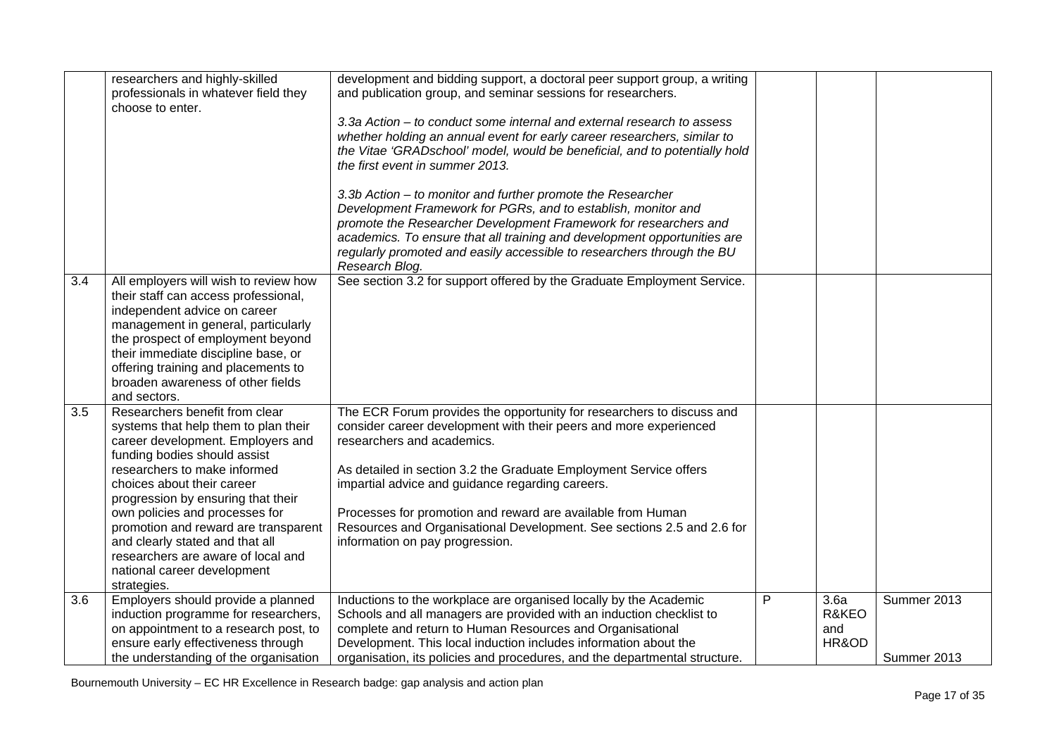| | | | | | |
|---|---|---|---|---|---|
| | researchers and highly-skilled professionals in whatever field they choose to enter. | development and bidding support, a doctoral peer support group, a writing and publication group, and seminar sessions for researchers.<br><br>*3.3a Action – to conduct some internal and external research to assess whether holding an annual event for early career researchers, similar to the Vitae 'GRADschool' model, would be beneficial, and to potentially hold the first event in summer 2013.*<br><br>*3.3b Action – to monitor and further promote the Researcher Development Framework for PGRs, and to establish, monitor and promote the Researcher Development Framework for researchers and academics. To ensure that all training and development opportunities are regularly promoted and easily accessible to researchers through the BU Research Blog.* | | | |
| 3.4 | All employers will wish to review how their staff can access professional, independent advice on career management in general, particularly the prospect of employment beyond their immediate discipline base, or offering training and placements to broaden awareness of other fields and sectors. | See section 3.2 for support offered by the Graduate Employment Service. | | | |
| 3.5 | Researchers benefit from clear systems that help them to plan their career development. Employers and funding bodies should assist researchers to make informed choices about their career progression by ensuring that their own policies and processes for promotion and reward are transparent and clearly stated and that all researchers are aware of local and national career development strategies. | The ECR Forum provides the opportunity for researchers to discuss and consider career development with their peers and more experienced researchers and academics.<br><br>As detailed in section 3.2 the Graduate Employment Service offers impartial advice and guidance regarding careers.<br><br>Processes for promotion and reward are available from Human Resources and Organisational Development. See sections 2.5 and 2.6 for information on pay progression. | | | |
| 3.6 | Employers should provide a planned induction programme for researchers, on appointment to a research post, to ensure early effectiveness through the understanding of the organisation | Inductions to the workplace are organised locally by the Academic Schools and all managers are provided with an induction checklist to complete and return to Human Resources and Organisational Development. This local induction includes information about the organisation, its policies and procedures, and the departmental structure. | P | 3.6a R&KEO and HR&OD | Summer 2013<br><br>Summer 2013 |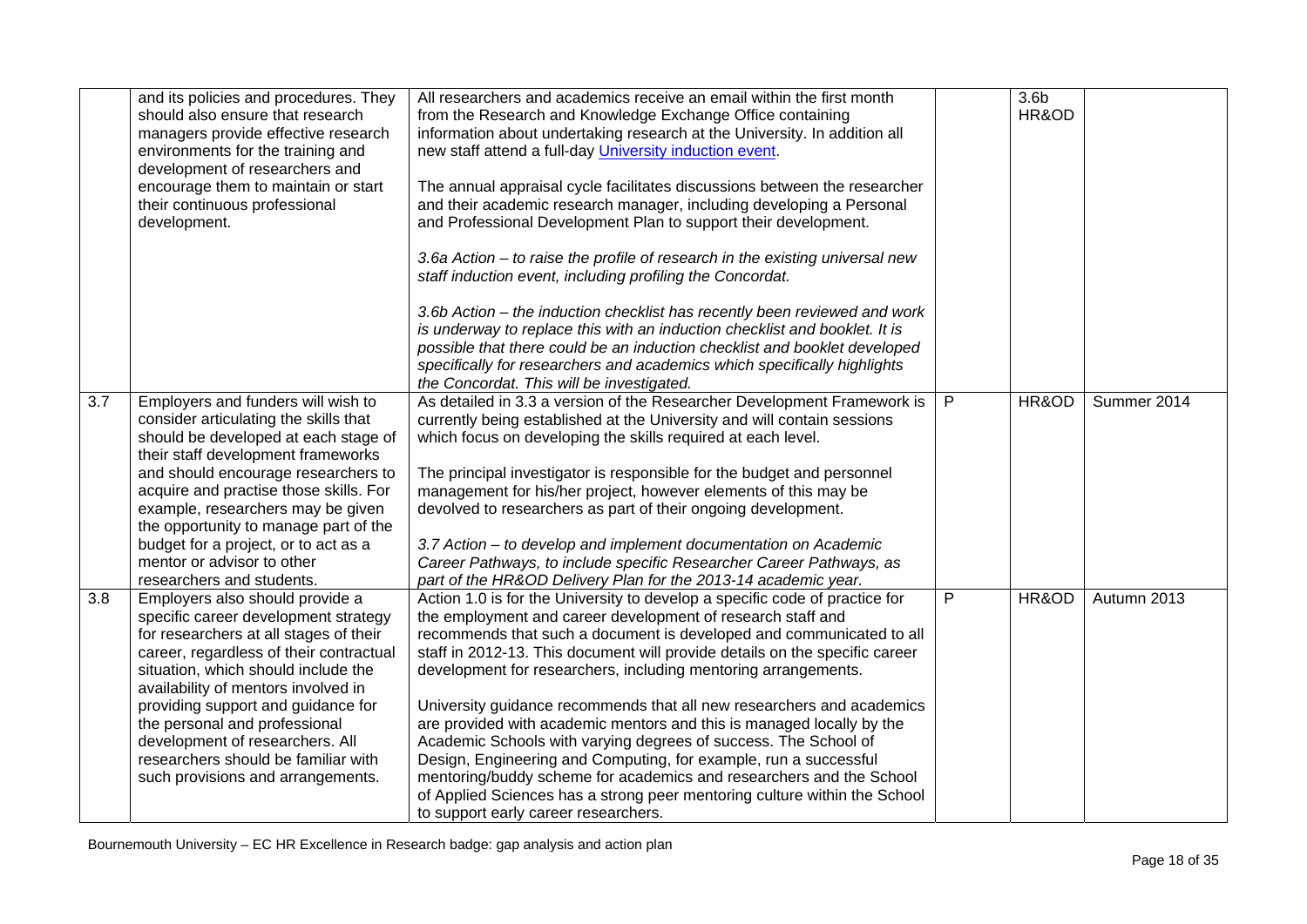| | | | | | |
|---|---|---|---|---|---|
| | and its policies and procedures. They should also ensure that research managers provide effective research environments for the training and development of researchers and encourage them to maintain or start their continuous professional development. | All researchers and academics receive an email within the first month from the Research and Knowledge Exchange Office containing information about undertaking research at the University. In addition all new staff attend a full-day University induction event.<br><br>The annual appraisal cycle facilitates discussions between the researcher and their academic research manager, including developing a Personal and Professional Development Plan to support their development.<br><br>*3.6a Action – to raise the profile of research in the existing universal new staff induction event, including profiling the Concordat.*<br><br>*3.6b Action – the induction checklist has recently been reviewed and work is underway to replace this with an induction checklist and booklet. It is possible that there could be an induction checklist and booklet developed specifically for researchers and academics which specifically highlights the Concordat. This will be investigated.* | | 3.6b HR&OD | |
| 3.7 | Employers and funders will wish to consider articulating the skills that should be developed at each stage of their staff development frameworks and should encourage researchers to acquire and practise those skills. For example, researchers may be given the opportunity to manage part of the budget for a project, or to act as a mentor or advisor to other researchers and students. | As detailed in 3.3 a version of the Researcher Development Framework is currently being established at the University and will contain sessions which focus on developing the skills required at each level.<br><br>The principal investigator is responsible for the budget and personnel management for his/her project, however elements of this may be devolved to researchers as part of their ongoing development.<br><br>*3.7 Action – to develop and implement documentation on Academic Career Pathways, to include specific Researcher Career Pathways, as part of the HR&OD Delivery Plan for the 2013-14 academic year.* | P | HR&OD | Summer 2014 |
| 3.8 | Employers also should provide a specific career development strategy for researchers at all stages of their career, regardless of their contractual situation, which should include the availability of mentors involved in providing support and guidance for the personal and professional development of researchers. All researchers should be familiar with such provisions and arrangements. | Action 1.0 is for the University to develop a specific code of practice for the employment and career development of research staff and recommends that such a document is developed and communicated to all staff in 2012-13. This document will provide details on the specific career development for researchers, including mentoring arrangements.<br><br>University guidance recommends that all new researchers and academics are provided with academic mentors and this is managed locally by the Academic Schools with varying degrees of success. The School of Design, Engineering and Computing, for example, run a successful mentoring/buddy scheme for academics and researchers and the School of Applied Sciences has a strong peer mentoring culture within the School to support early career researchers. | P | HR&OD | Autumn 2013 |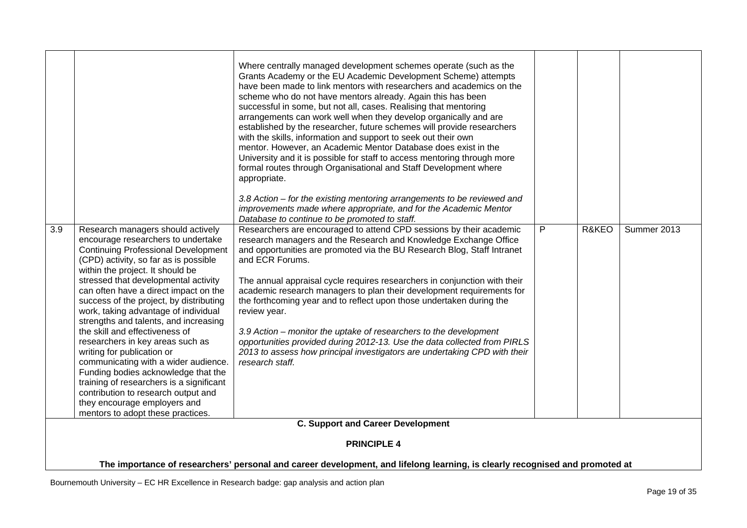| | | | | | |
|---|---|---|---|---|---|
| | | Where centrally managed development schemes operate (such as the Grants Academy or the EU Academic Development Scheme) attempts have been made to link mentors with researchers and academics on the scheme who do not have mentors already. Again this has been successful in some, but not all, cases. Realising that mentoring arrangements can work well when they develop organically and are established by the researcher, future schemes will provide researchers with the skills, information and support to seek out their own mentor. However, an Academic Mentor Database does exist in the University and it is possible for staff to access mentoring through more formal routes through Organisational and Staff Development where appropriate.<br><br>*3.8 Action – for the existing mentoring arrangements to be reviewed and improvements made where appropriate, and for the Academic Mentor Database to continue to be promoted to staff.* | | | |
| 3.9 | Research managers should actively encourage researchers to undertake Continuing Professional Development (CPD) activity, so far as is possible within the project. It should be stressed that developmental activity can often have a direct impact on the success of the project, by distributing work, taking advantage of individual strengths and talents, and increasing the skill and effectiveness of researchers in key areas such as writing for publication or communicating with a wider audience. Funding bodies acknowledge that the training of researchers is a significant contribution to research output and they encourage employers and mentors to adopt these practices. | Researchers are encouraged to attend CPD sessions by their academic research managers and the Research and Knowledge Exchange Office and opportunities are promoted via the BU Research Blog, Staff Intranet and ECR Forums.<br><br>The annual appraisal cycle requires researchers in conjunction with their academic research managers to plan their development requirements for the forthcoming year and to reflect upon those undertaken during the review year.<br><br>*3.9 Action – monitor the uptake of researchers to the development opportunities provided during 2012-13. Use the data collected from PIRLS 2013 to assess how principal investigators are undertaking CPD with their research staff.* | P | R&KEO | Summer 2013 |

**C. Support and Career Development**

**PRINCIPLE 4**

**The importance of researchers' personal and career development, and lifelong learning, is clearly recognised and promoted at**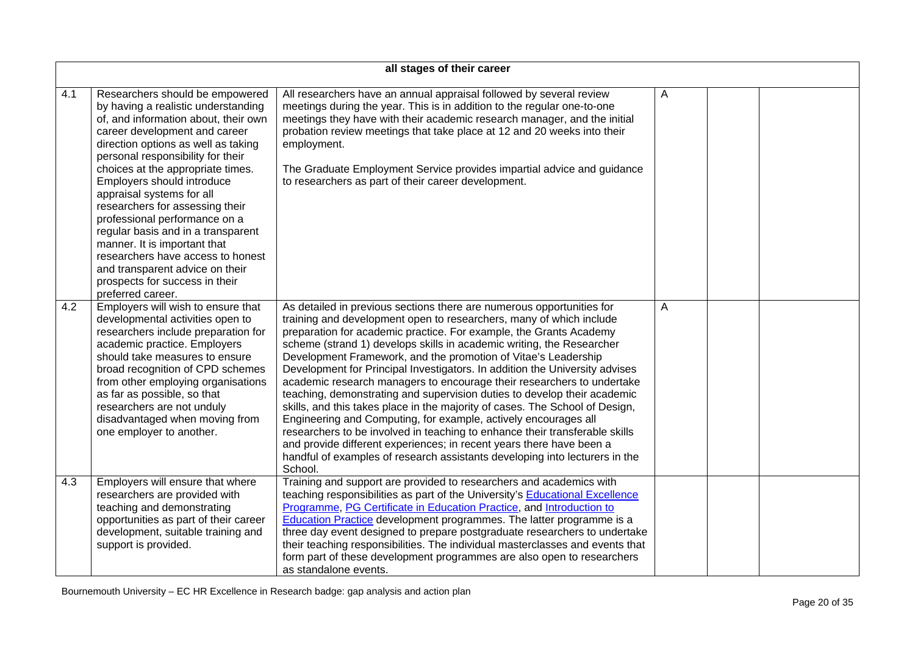| all stages of their career | | | | | |
|---|---|---|---|---|---|
| 4.1 | Researchers should be empowered by having a realistic understanding of, and information about, their own career development and career direction options as well as taking personal responsibility for their choices at the appropriate times. Employers should introduce appraisal systems for all researchers for assessing their professional performance on a regular basis and in a transparent manner. It is important that researchers have access to honest and transparent advice on their prospects for success in their preferred career. | All researchers have an annual appraisal followed by several review meetings during the year. This is in addition to the regular one-to-one meetings they have with their academic research manager, and the initial probation review meetings that take place at 12 and 20 weeks into their employment.<br><br>The Graduate Employment Service provides impartial advice and guidance to researchers as part of their career development. | A | | |
| 4.2 | Employers will wish to ensure that developmental activities open to researchers include preparation for academic practice. Employers should take measures to ensure broad recognition of CPD schemes from other employing organisations as far as possible, so that researchers are not unduly disadvantaged when moving from one employer to another. | As detailed in previous sections there are numerous opportunities for training and development open to researchers, many of which include preparation for academic practice. For example, the Grants Academy scheme (strand 1) develops skills in academic writing, the Researcher Development Framework, and the promotion of Vitae's Leadership Development for Principal Investigators. In addition the University advises academic research managers to encourage their researchers to undertake teaching, demonstrating and supervision duties to develop their academic skills, and this takes place in the majority of cases. The School of Design, Engineering and Computing, for example, actively encourages all researchers to be involved in teaching to enhance their transferable skills and provide different experiences; in recent years there have been a handful of examples of research assistants developing into lecturers in the School. | A | | |
| 4.3 | Employers will ensure that where researchers are provided with teaching and demonstrating opportunities as part of their career development, suitable training and support is provided. | Training and support are provided to researchers and academics with teaching responsibilities as part of the University's Educational Excellence Programme, PG Certificate in Education Practice, and Introduction to Education Practice development programmes. The latter programme is a three day event designed to prepare postgraduate researchers to undertake their teaching responsibilities. The individual masterclasses and events that form part of these development programmes are also open to researchers as standalone events. | | | |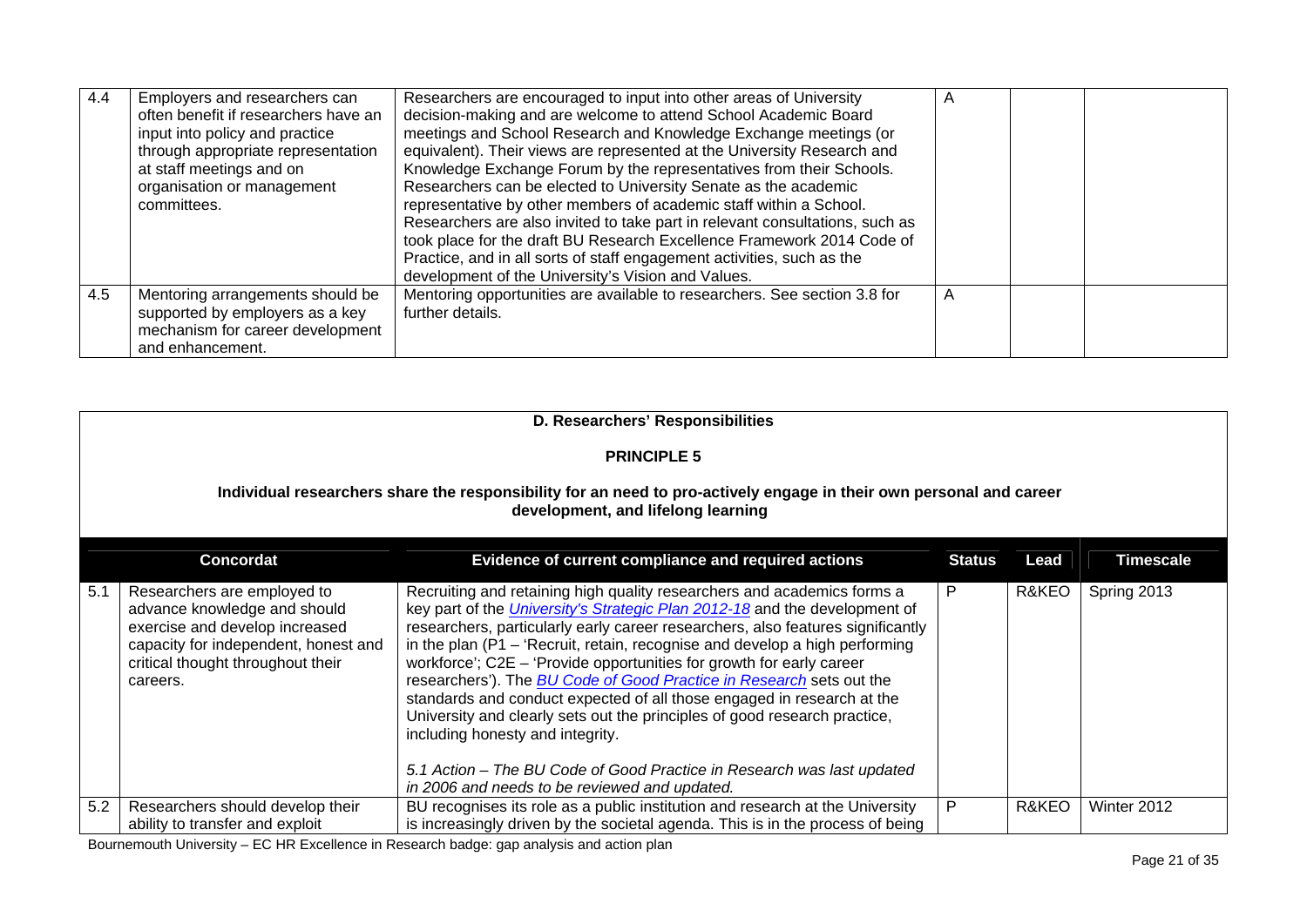| | | | | | |
|---|---|---|---|---|---|
| 4.4 | Employers and researchers can often benefit if researchers have an input into policy and practice through appropriate representation at staff meetings and on organisation or management committees. | Researchers are encouraged to input into other areas of University decision-making and are welcome to attend School Academic Board meetings and School Research and Knowledge Exchange meetings (or equivalent). Their views are represented at the University Research and Knowledge Exchange Forum by the representatives from their Schools. Researchers can be elected to University Senate as the academic representative by other members of academic staff within a School. Researchers are also invited to take part in relevant consultations, such as took place for the draft BU Research Excellence Framework 2014 Code of Practice, and in all sorts of staff engagement activities, such as the development of the University's Vision and Values. | A | | |
| 4.5 | Mentoring arrangements should be supported by employers as a key mechanism for career development and enhancement. | Mentoring opportunities are available to researchers. See section 3.8 for further details. | A | | |

**D. Researchers' Responsibilities**

**PRINCIPLE 5**

**Individual researchers share the responsibility for an need to pro-actively engage in their own personal and career development, and lifelong learning**

| | Concordat | Evidence of current compliance and required actions | Status | Lead | Timescale |
|---|---|---|---|---|---|
| 5.1 | Researchers are employed to advance knowledge and should exercise and develop increased capacity for independent, honest and critical thought throughout their careers. | Recruiting and retaining high quality researchers and academics forms a key part of the [University's Strategic Plan 2012-18](#) and the development of researchers, particularly early career researchers, also features significantly in the plan (P1 – 'Recruit, retain, recognise and develop a high performing workforce'; C2E – 'Provide opportunities for growth for early career researchers'). The [BU Code of Good Practice in Research](#) sets out the standards and conduct expected of all those engaged in research at the University and clearly sets out the principles of good research practice, including honesty and integrity.<br><br>*5.1 Action – The BU Code of Good Practice in Research was last updated in 2006 and needs to be reviewed and updated.* | P | R&KEO | Spring 2013 |
| 5.2 | Researchers should develop their ability to transfer and exploit | BU recognises its role as a public institution and research at the University is increasingly driven by the societal agenda. This is in the process of being | P | R&KEO | Winter 2012 |

Bournemouth University – EC HR Excellence in Research badge: gap analysis and action plan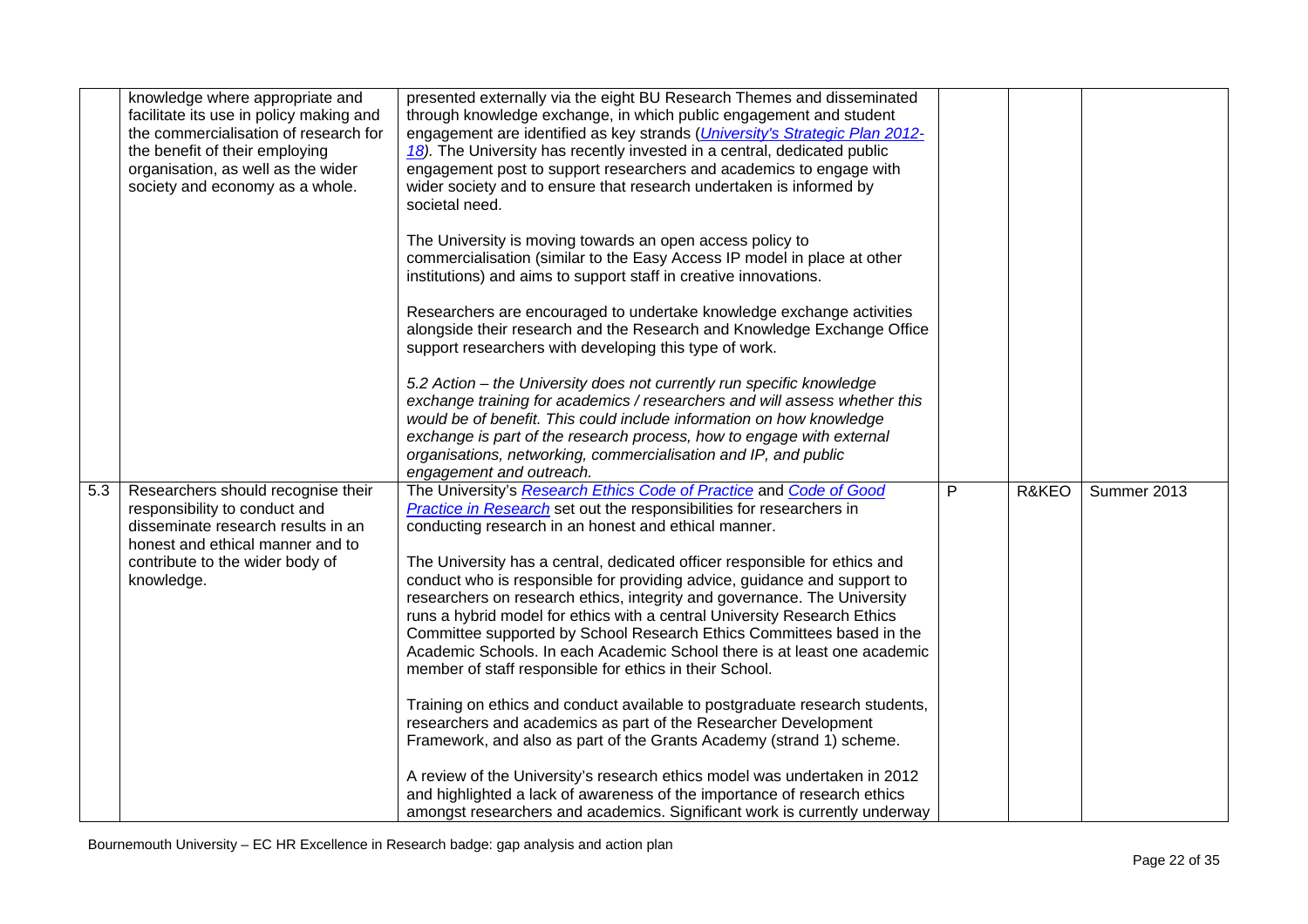| | | | | | |
|---|---|---|---|---|---|
| | knowledge where appropriate and facilitate its use in policy making and the commercialisation of research for the benefit of their employing organisation, as well as the wider society and economy as a whole. | presented externally via the eight BU Research Themes and disseminated through knowledge exchange, in which public engagement and student engagement are identified as key strands ([University's Strategic Plan 2012-18](#)). The University has recently invested in a central, dedicated public engagement post to support researchers and academics to engage with wider society and to ensure that research undertaken is informed by societal need.<br><br>The University is moving towards an open access policy to commercialisation (similar to the Easy Access IP model in place at other institutions) and aims to support staff in creative innovations.<br><br>Researchers are encouraged to undertake knowledge exchange activities alongside their research and the Research and Knowledge Exchange Office support researchers with developing this type of work.<br><br>*5.2 Action – the University does not currently run specific knowledge exchange training for academics / researchers and will assess whether this would be of benefit. This could include information on how knowledge exchange is part of the research process, how to engage with external organisations, networking, commercialisation and IP, and public engagement and outreach.* | | | |
| 5.3 | Researchers should recognise their responsibility to conduct and disseminate research results in an honest and ethical manner and to contribute to the wider body of knowledge. | The University's [Research Ethics Code of Practice](#) and [Code of Good Practice in Research](#) set out the responsibilities for researchers in conducting research in an honest and ethical manner.<br><br>The University has a central, dedicated officer responsible for ethics and conduct who is responsible for providing advice, guidance and support to researchers on research ethics, integrity and governance. The University runs a hybrid model for ethics with a central University Research Ethics Committee supported by School Research Ethics Committees based in the Academic Schools. In each Academic School there is at least one academic member of staff responsible for ethics in their School.<br><br>Training on ethics and conduct available to postgraduate research students, researchers and academics as part of the Researcher Development Framework, and also as part of the Grants Academy (strand 1) scheme.<br><br>A review of the University's research ethics model was undertaken in 2012 and highlighted a lack of awareness of the importance of research ethics amongst researchers and academics. Significant work is currently underway | P | R&KEO | Summer 2013 |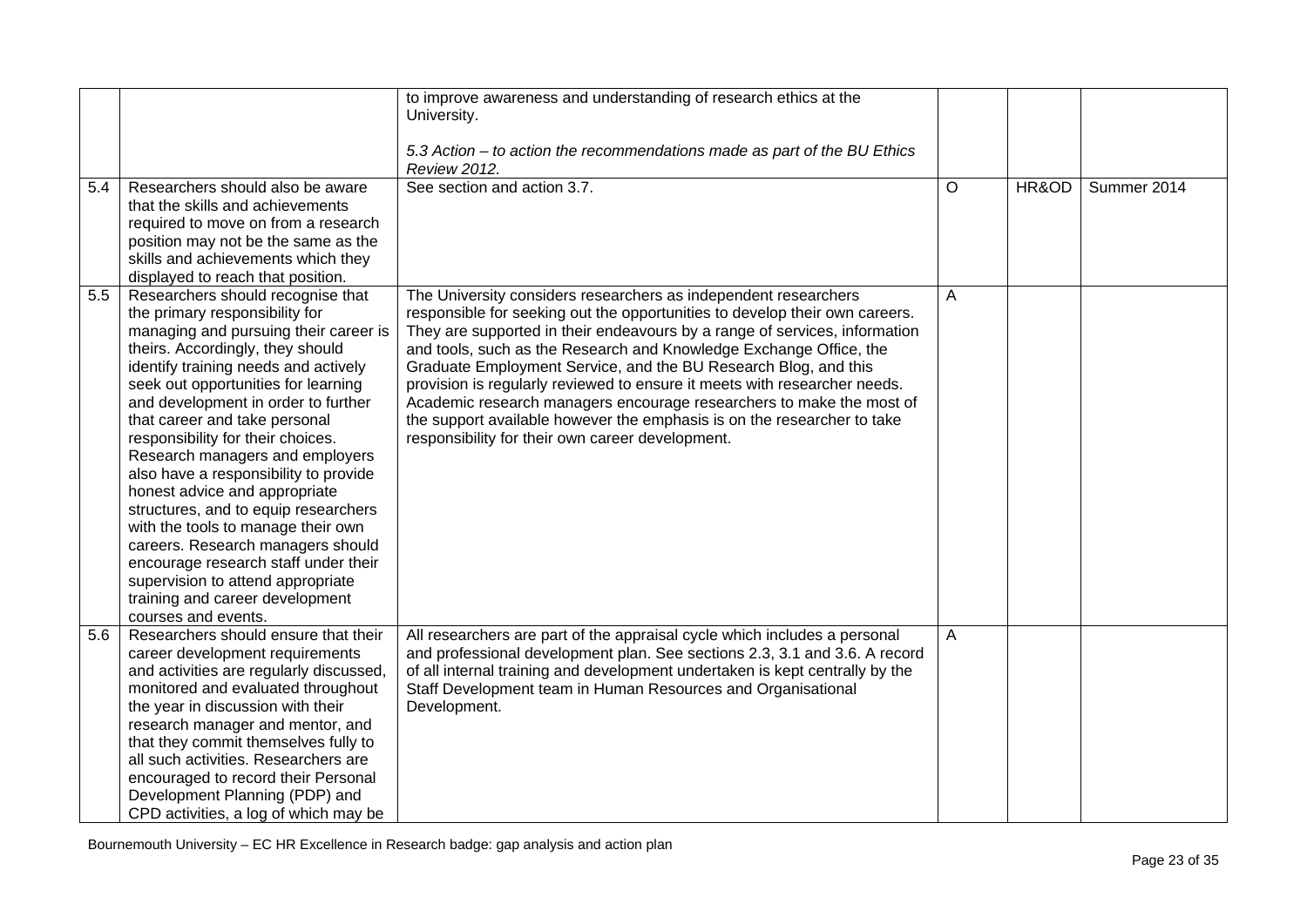| | | | | | |
|---|---|---|---|---|---|
| | | to improve awareness and understanding of research ethics at the University.<br><br>*5.3 Action – to action the recommendations made as part of the BU Ethics Review 2012.* | | | |
| 5.4 | Researchers should also be aware that the skills and achievements required to move on from a research position may not be the same as the skills and achievements which they displayed to reach that position. | See section and action 3.7. | O | HR&OD | Summer 2014 |
| 5.5 | Researchers should recognise that the primary responsibility for managing and pursuing their career is theirs. Accordingly, they should identify training needs and actively seek out opportunities for learning and development in order to further that career and take personal responsibility for their choices. Research managers and employers also have a responsibility to provide honest advice and appropriate structures, and to equip researchers with the tools to manage their own careers. Research managers should encourage research staff under their supervision to attend appropriate training and career development courses and events. | The University considers researchers as independent researchers responsible for seeking out the opportunities to develop their own careers. They are supported in their endeavours by a range of services, information and tools, such as the Research and Knowledge Exchange Office, the Graduate Employment Service, and the BU Research Blog, and this provision is regularly reviewed to ensure it meets with researcher needs. Academic research managers encourage researchers to make the most of the support available however the emphasis is on the researcher to take responsibility for their own career development. | A | | |
| 5.6 | Researchers should ensure that their career development requirements and activities are regularly discussed, monitored and evaluated throughout the year in discussion with their research manager and mentor, and that they commit themselves fully to all such activities. Researchers are encouraged to record their Personal Development Planning (PDP) and CPD activities, a log of which may be | All researchers are part of the appraisal cycle which includes a personal and professional development plan. See sections 2.3, 3.1 and 3.6. A record of all internal training and development undertaken is kept centrally by the Staff Development team in Human Resources and Organisational Development. | A | | |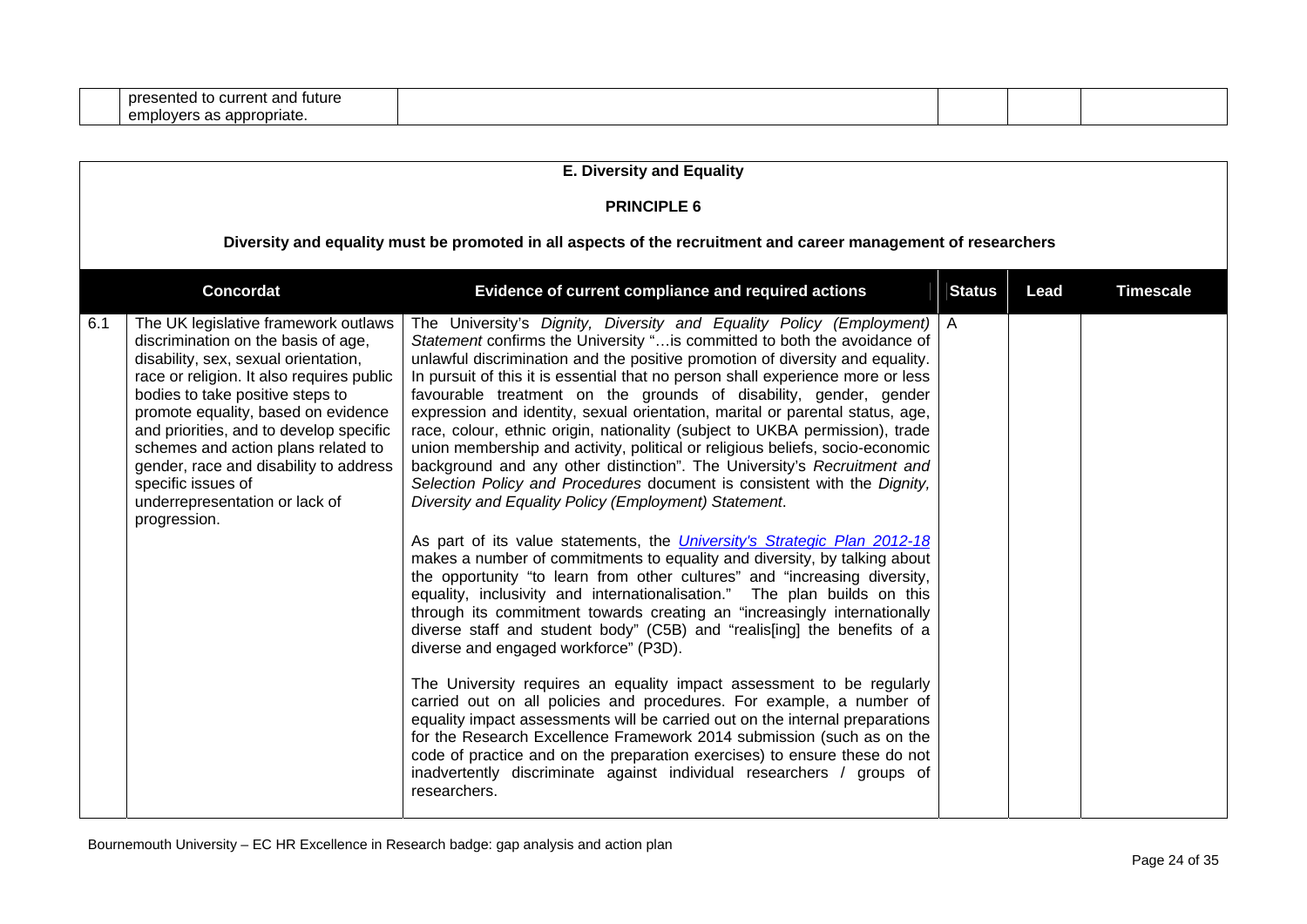| | presented to current and future employers as appropriate. | | | | |
|---|---|---|---|---|---|

## E. Diversity and Equality

### PRINCIPLE 6

**Diversity and equality must be promoted in all aspects of the recruitment and career management of researchers**

| | Concordat | Evidence of current compliance and required actions | Status | Lead | Timescale |
|---|---|---|---|---|---|
| 6.1 | The UK legislative framework outlaws discrimination on the basis of age, disability, sex, sexual orientation, race or religion. It also requires public bodies to take positive steps to promote equality, based on evidence and priorities, and to develop specific schemes and action plans related to gender, race and disability to address specific issues of underrepresentation or lack of progression. | The University's *Dignity, Diversity and Equality Policy (Employment) Statement* confirms the University "…is committed to both the avoidance of unlawful discrimination and the positive promotion of diversity and equality. In pursuit of this it is essential that no person shall experience more or less favourable treatment on the grounds of disability, gender, gender expression and identity, sexual orientation, marital or parental status, age, race, colour, ethnic origin, nationality (subject to UKBA permission), trade union membership and activity, political or religious beliefs, socio-economic background and any other distinction". The University's *Recruitment and Selection Policy and Procedures* document is consistent with the *Dignity, Diversity and Equality Policy (Employment) Statement*.<br><br>As part of its value statements, the *University's Strategic Plan 2012-18* makes a number of commitments to equality and diversity, by talking about the opportunity "to learn from other cultures" and "increasing diversity, equality, inclusivity and internationalisation." The plan builds on this through its commitment towards creating an "increasingly internationally diverse staff and student body" (C5B) and "realis[ing] the benefits of a diverse and engaged workforce" (P3D).<br><br>The University requires an equality impact assessment to be regularly carried out on all policies and procedures. For example, a number of equality impact assessments will be carried out on the internal preparations for the Research Excellence Framework 2014 submission (such as on the code of practice and on the preparation exercises) to ensure these do not inadvertently discriminate against individual researchers / groups of researchers. | A | | |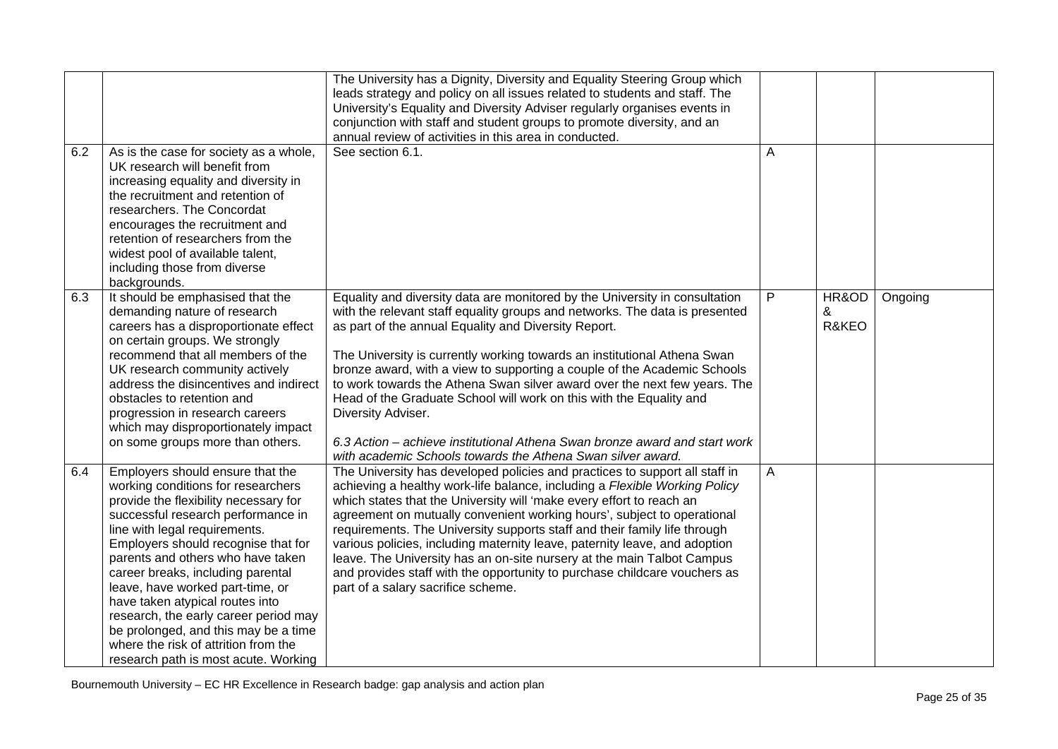| | | | | | |
|---|---|---|---|---|---|
| | | The University has a Dignity, Diversity and Equality Steering Group which leads strategy and policy on all issues related to students and staff. The University's Equality and Diversity Adviser regularly organises events in conjunction with staff and student groups to promote diversity, and an annual review of activities in this area in conducted. | | | |
| 6.2 | As is the case for society as a whole, UK research will benefit from increasing equality and diversity in the recruitment and retention of researchers. The Concordat encourages the recruitment and retention of researchers from the widest pool of available talent, including those from diverse backgrounds. | See section 6.1. | A | | |
| 6.3 | It should be emphasised that the demanding nature of research careers has a disproportionate effect on certain groups. We strongly recommend that all members of the UK research community actively address the disincentives and indirect obstacles to retention and progression in research careers which may disproportionately impact on some groups more than others. | Equality and diversity data are monitored by the University in consultation with the relevant staff equality groups and networks. The data is presented as part of the annual Equality and Diversity Report.<br><br>The University is currently working towards an institutional Athena Swan bronze award, with a view to supporting a couple of the Academic Schools to work towards the Athena Swan silver award over the next few years. The Head of the Graduate School will work on this with the Equality and Diversity Adviser.<br><br>*6.3 Action – achieve institutional Athena Swan bronze award and start work with academic Schools towards the Athena Swan silver award.* | P | HR&OD & R&KEO | Ongoing |
| 6.4 | Employers should ensure that the working conditions for researchers provide the flexibility necessary for successful research performance in line with legal requirements. Employers should recognise that for parents and others who have taken career breaks, including parental leave, have worked part-time, or have taken atypical routes into research, the early career period may be prolonged, and this may be a time where the risk of attrition from the research path is most acute. Working | The University has developed policies and practices to support all staff in achieving a healthy work-life balance, including a *Flexible Working Policy* which states that the University will 'make every effort to reach an agreement on mutually convenient working hours', subject to operational requirements. The University supports staff and their family life through various policies, including maternity leave, paternity leave, and adoption leave. The University has an on-site nursery at the main Talbot Campus and provides staff with the opportunity to purchase childcare vouchers as part of a salary sacrifice scheme. | A | | |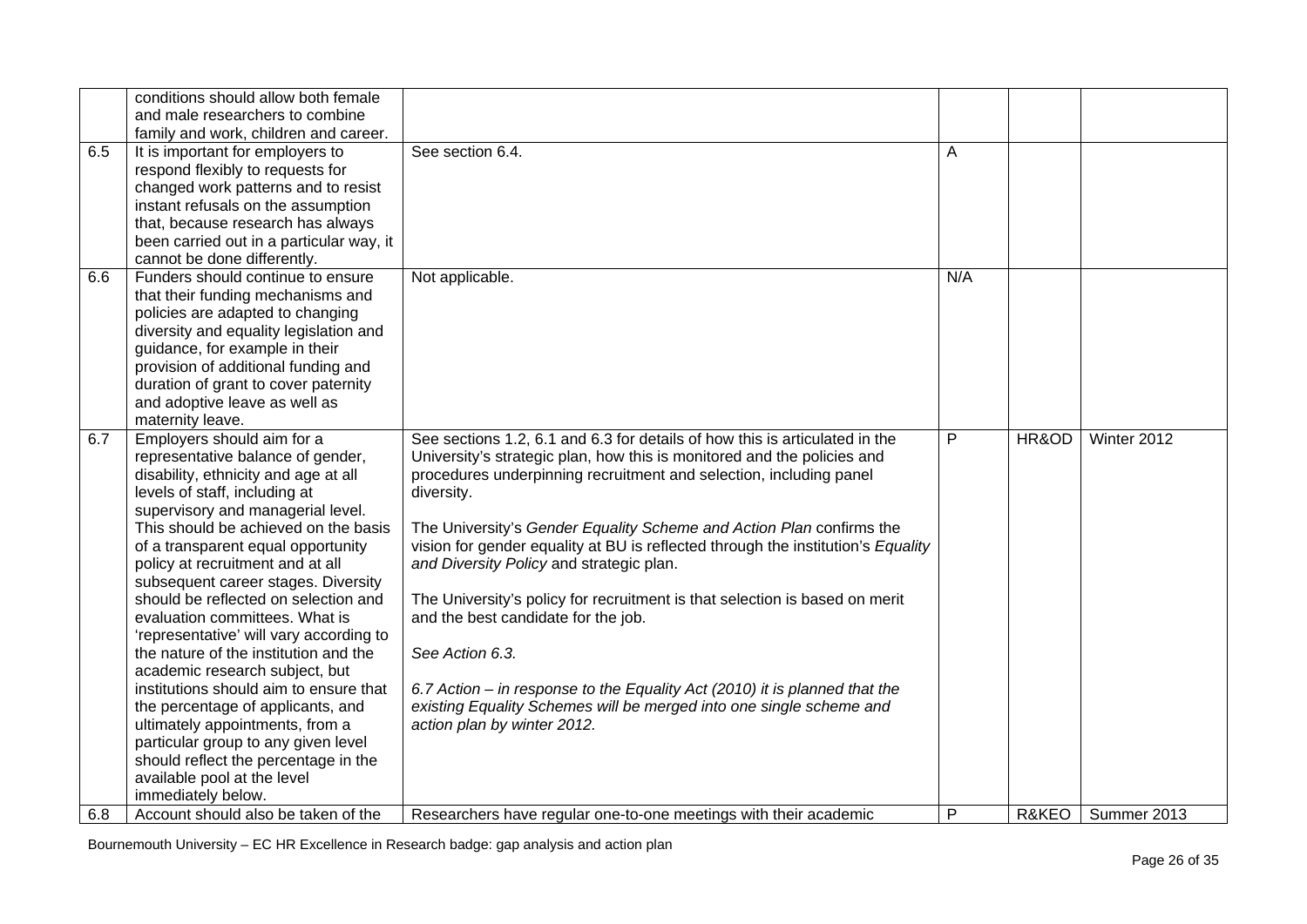|  |  |  |  |  |  |
|---|---|---|---|---|---|
|  | conditions should allow both female and male researchers to combine family and work, children and career. |  |  |  |  |
| 6.5 | It is important for employers to respond flexibly to requests for changed work patterns and to resist instant refusals on the assumption that, because research has always been carried out in a particular way, it cannot be done differently. | See section 6.4. | A |  |  |
| 6.6 | Funders should continue to ensure that their funding mechanisms and policies are adapted to changing diversity and equality legislation and guidance, for example in their provision of additional funding and duration of grant to cover paternity and adoptive leave as well as maternity leave. | Not applicable. | N/A |  |  |
| 6.7 | Employers should aim for a representative balance of gender, disability, ethnicity and age at all levels of staff, including at supervisory and managerial level. This should be achieved on the basis of a transparent equal opportunity policy at recruitment and at all subsequent career stages. Diversity should be reflected on selection and evaluation committees. What is 'representative' will vary according to the nature of the institution and the academic research subject, but institutions should aim to ensure that the percentage of applicants, and ultimately appointments, from a particular group to any given level should reflect the percentage in the available pool at the level immediately below. | See sections 1.2, 6.1 and 6.3 for details of how this is articulated in the University's strategic plan, how this is monitored and the policies and procedures underpinning recruitment and selection, including panel diversity.<br><br>The University's *Gender Equality Scheme and Action Plan* confirms the vision for gender equality at BU is reflected through the institution's *Equality and Diversity Policy* and strategic plan.<br><br>The University's policy for recruitment is that selection is based on merit and the best candidate for the job.<br><br>*See Action 6.3.*<br><br>*6.7 Action – in response to the Equality Act (2010) it is planned that the existing Equality Schemes will be merged into one single scheme and action plan by winter 2012.* | P | HR&OD | Winter 2012 |
| 6.8 | Account should also be taken of the | Researchers have regular one-to-one meetings with their academic | P | R&KEO | Summer 2013 |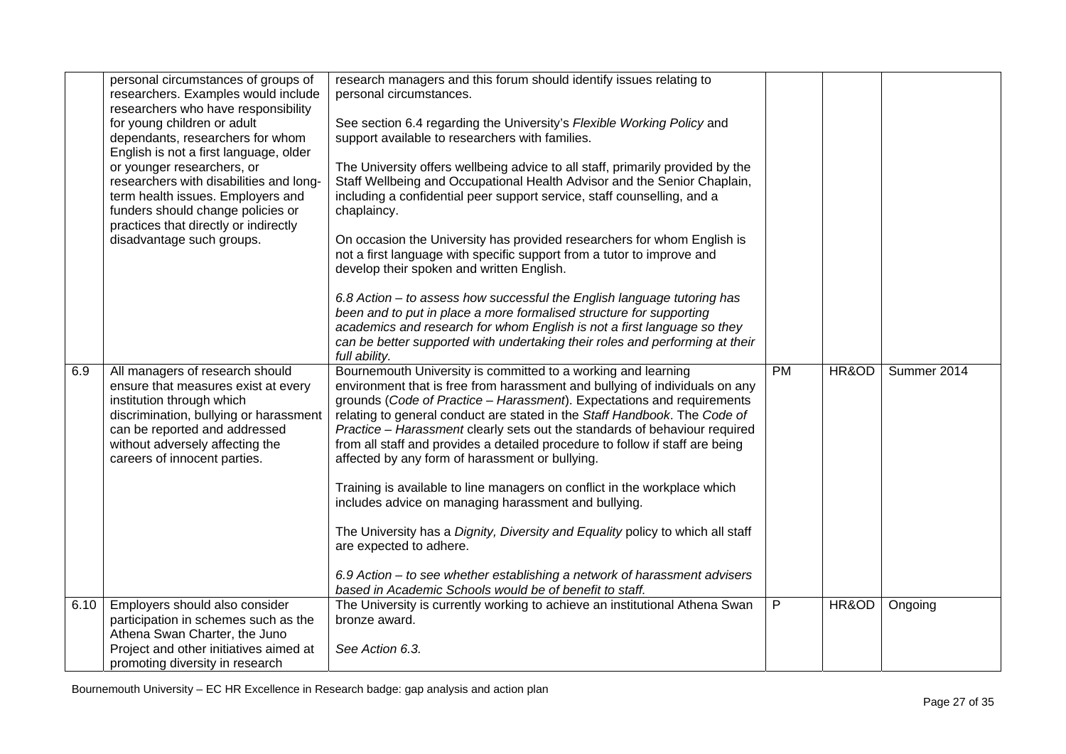|  |  |  |  |  |  |
|---|---|---|---|---|---|
|  | personal circumstances of groups of researchers. Examples would include researchers who have responsibility for young children or adult dependants, researchers for whom English is not a first language, older or younger researchers, or researchers with disabilities and long-term health issues. Employers and funders should change policies or practices that directly or indirectly disadvantage such groups. | research managers and this forum should identify issues relating to personal circumstances.<br><br>See section 6.4 regarding the University's *Flexible Working Policy* and support available to researchers with families.<br><br>The University offers wellbeing advice to all staff, primarily provided by the Staff Wellbeing and Occupational Health Advisor and the Senior Chaplain, including a confidential peer support service, staff counselling, and a chaplaincy.<br><br>On occasion the University has provided researchers for whom English is not a first language with specific support from a tutor to improve and develop their spoken and written English.<br><br>*6.8 Action – to assess how successful the English language tutoring has been and to put in place a more formalised structure for supporting academics and research for whom English is not a first language so they can be better supported with undertaking their roles and performing at their full ability.* |  |  |  |
| 6.9 | All managers of research should ensure that measures exist at every institution through which discrimination, bullying or harassment can be reported and addressed without adversely affecting the careers of innocent parties. | Bournemouth University is committed to a working and learning environment that is free from harassment and bullying of individuals on any grounds (*Code of Practice – Harassment*). Expectations and requirements relating to general conduct are stated in the *Staff Handbook*. The *Code of Practice – Harassment* clearly sets out the standards of behaviour required from all staff and provides a detailed procedure to follow if staff are being affected by any form of harassment or bullying.<br><br>Training is available to line managers on conflict in the workplace which includes advice on managing harassment and bullying.<br><br>The University has a *Dignity, Diversity and Equality* policy to which all staff are expected to adhere.<br><br>*6.9 Action – to see whether establishing a network of harassment advisers based in Academic Schools would be of benefit to staff.* | PM | HR&OD | Summer 2014 |
| 6.10 | Employers should also consider participation in schemes such as the Athena Swan Charter, the Juno Project and other initiatives aimed at promoting diversity in research | The University is currently working to achieve an institutional Athena Swan bronze award.<br><br>*See Action 6.3.* | P | HR&OD | Ongoing |

Bournemouth University – EC HR Excellence in Research badge: gap analysis and action plan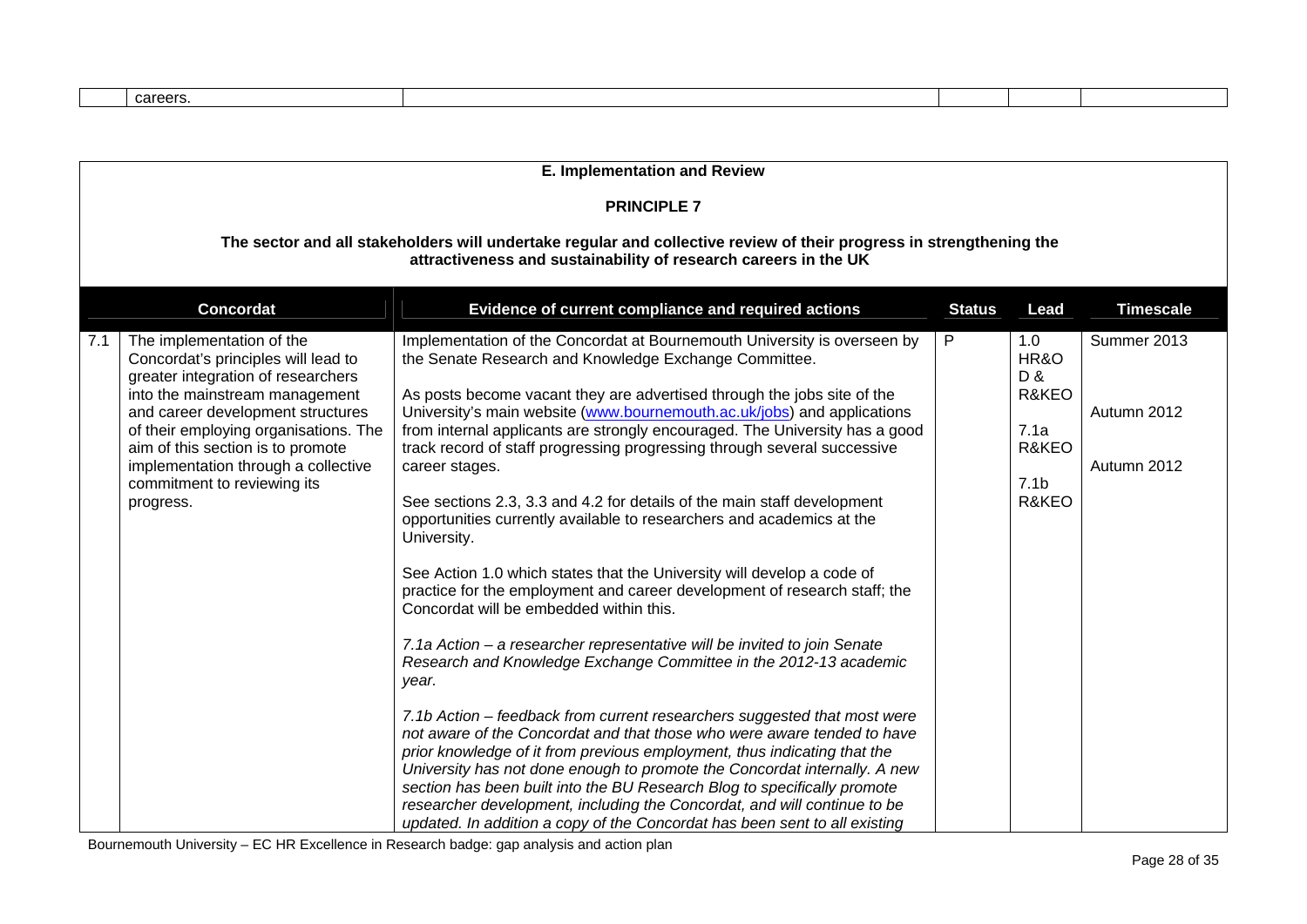| | careers. | | | | |
|---|---|---|---|---|---|

## E. Implementation and Review

### PRINCIPLE 7

**The sector and all stakeholders will undertake regular and collective review of their progress in strengthening the attractiveness and sustainability of research careers in the UK**

| | Concordat | Evidence of current compliance and required actions | Status | Lead | Timescale |
|---|---|---|---|---|---|
| 7.1 | The implementation of the Concordat's principles will lead to greater integration of researchers into the mainstream management and career development structures of their employing organisations. The aim of this section is to promote implementation through a collective commitment to reviewing its progress. | Implementation of the Concordat at Bournemouth University is overseen by the Senate Research and Knowledge Exchange Committee.<br><br>As posts become vacant they are advertised through the jobs site of the University's main website (www.bournemouth.ac.uk/jobs) and applications from internal applicants are strongly encouraged. The University has a good track record of staff progressing progressing through several successive career stages.<br><br>See sections 2.3, 3.3 and 4.2 for details of the main staff development opportunities currently available to researchers and academics at the University.<br><br>See Action 1.0 which states that the University will develop a code of practice for the employment and career development of research staff; the Concordat will be embedded within this.<br><br>*7.1a Action – a researcher representative will be invited to join Senate Research and Knowledge Exchange Committee in the 2012-13 academic year.*<br><br>*7.1b Action – feedback from current researchers suggested that most were not aware of the Concordat and that those who were aware tended to have prior knowledge of it from previous employment, thus indicating that the University has not done enough to promote the Concordat internally. A new section has been built into the BU Research Blog to specifically promote researcher development, including the Concordat, and will continue to be updated. In addition a copy of the Concordat has been sent to all existing* | P | 1.0<br>HR&OD &<br>R&KEO<br><br>7.1a<br>R&KEO<br><br>7.1b<br>R&KEO | Summer 2013<br><br>Autumn 2012<br><br>Autumn 2012 |

Bournemouth University – EC HR Excellence in Research badge: gap analysis and action plan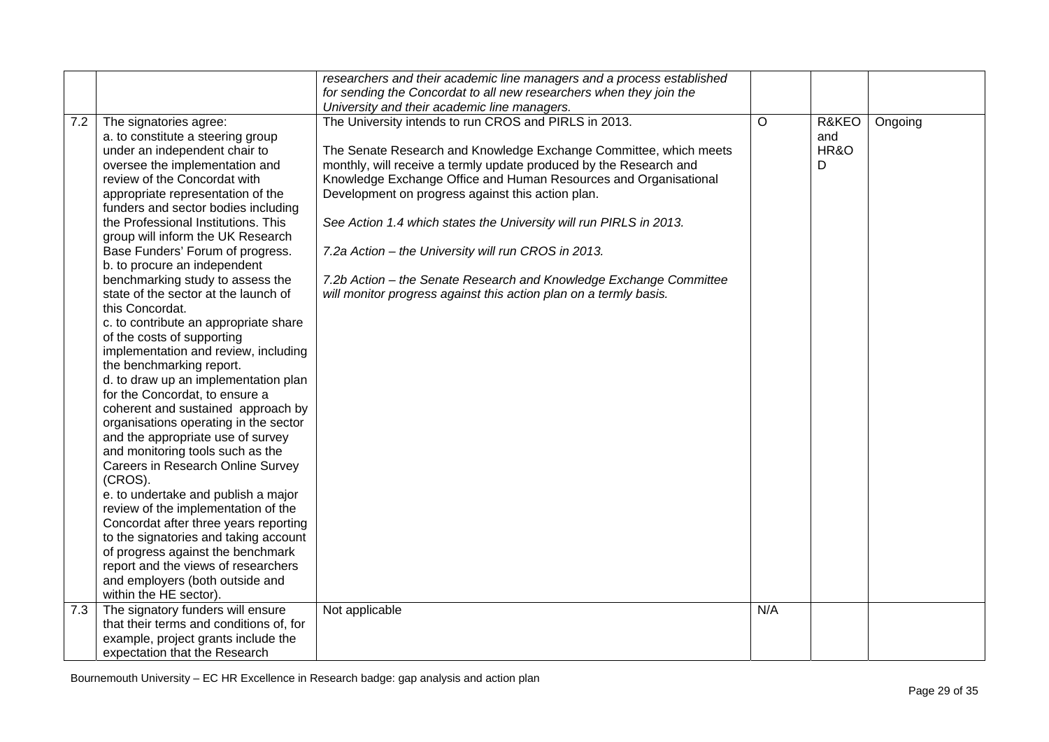| | | | | | |
|---|---|---|---|---|---|
| | | *researchers and their academic line managers and a process established for sending the Concordat to all new researchers when they join the University and their academic line managers.* | | | |
| 7.2 | The signatories agree:<br>a. to constitute a steering group under an independent chair to oversee the implementation and review of the Concordat with appropriate representation of the funders and sector bodies including the Professional Institutions. This group will inform the UK Research Base Funders' Forum of progress.<br>b. to procure an independent benchmarking study to assess the state of the sector at the launch of this Concordat.<br>c. to contribute an appropriate share of the costs of supporting implementation and review, including the benchmarking report.<br>d. to draw up an implementation plan for the Concordat, to ensure a coherent and sustained approach by organisations operating in the sector and the appropriate use of survey and monitoring tools such as the Careers in Research Online Survey (CROS).<br>e. to undertake and publish a major review of the implementation of the Concordat after three years reporting to the signatories and taking account of progress against the benchmark report and the views of researchers and employers (both outside and within the HE sector). | The University intends to run CROS and PIRLS in 2013.<br><br>The Senate Research and Knowledge Exchange Committee, which meets monthly, will receive a termly update produced by the Research and Knowledge Exchange Office and Human Resources and Organisational Development on progress against this action plan.<br><br>*See Action 1.4 which states the University will run PIRLS in 2013.*<br><br>*7.2a Action – the University will run CROS in 2013.*<br><br>*7.2b Action – the Senate Research and Knowledge Exchange Committee will monitor progress against this action plan on a termly basis.* | O | R&KEO and HR&OD | Ongoing |
| 7.3 | The signatory funders will ensure that their terms and conditions of, for example, project grants include the expectation that the Research | Not applicable | N/A | | |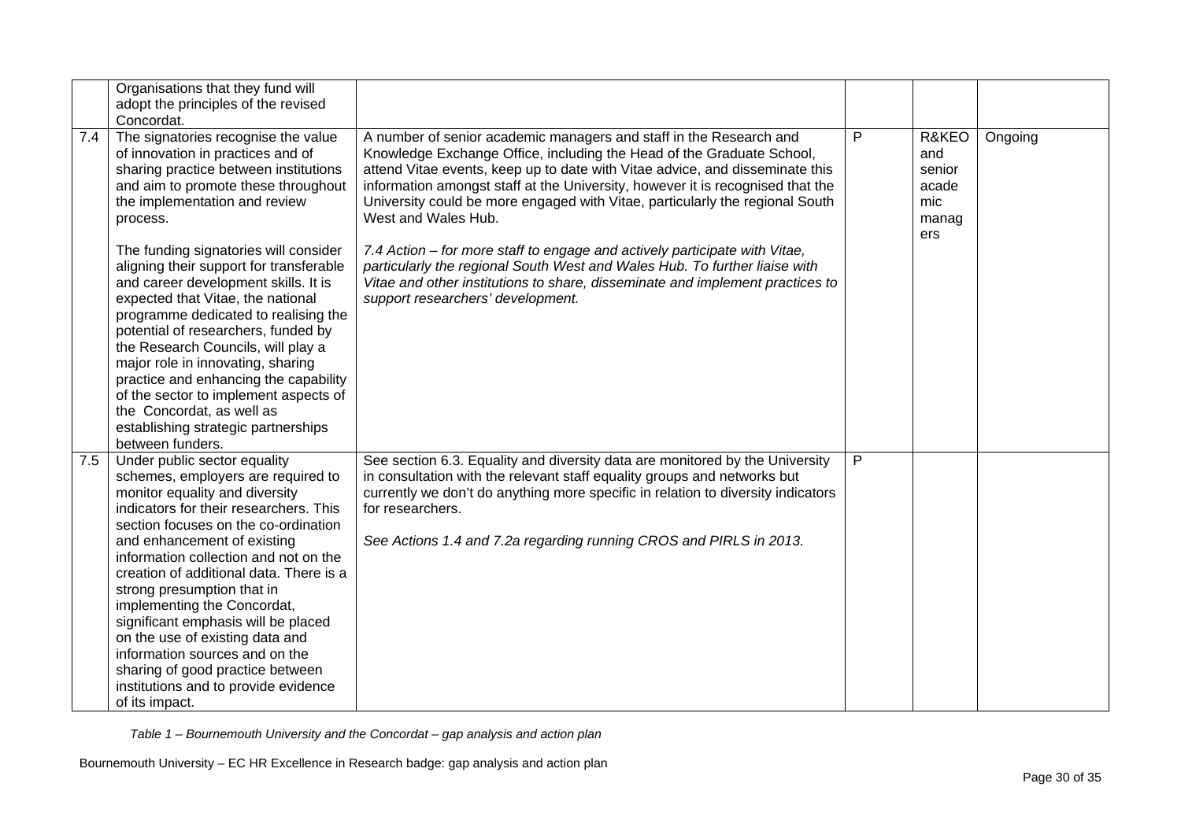| | | | | | |
|---|---|---|---|---|---|
| | Organisations that they fund will adopt the principles of the revised Concordat. | | | | |
| 7.4 | The signatories recognise the value of innovation in practices and of sharing practice between institutions and aim to promote these throughout the implementation and review process.<br><br>The funding signatories will consider aligning their support for transferable and career development skills. It is expected that Vitae, the national programme dedicated to realising the potential of researchers, funded by the Research Councils, will play a major role in innovating, sharing practice and enhancing the capability of the sector to implement aspects of the Concordat, as well as establishing strategic partnerships between funders. | A number of senior academic managers and staff in the Research and Knowledge Exchange Office, including the Head of the Graduate School, attend Vitae events, keep up to date with Vitae advice, and disseminate this information amongst staff at the University, however it is recognised that the University could be more engaged with Vitae, particularly the regional South West and Wales Hub.<br><br>*7.4 Action – for more staff to engage and actively participate with Vitae, particularly the regional South West and Wales Hub. To further liaise with Vitae and other institutions to share, disseminate and implement practices to support researchers' development.* | P | R&KEO and senior academic managers | Ongoing |
| 7.5 | Under public sector equality schemes, employers are required to monitor equality and diversity indicators for their researchers. This section focuses on the co-ordination and enhancement of existing information collection and not on the creation of additional data. There is a strong presumption that in implementing the Concordat, significant emphasis will be placed on the use of existing data and information sources and on the sharing of good practice between institutions and to provide evidence of its impact. | See section 6.3. Equality and diversity data are monitored by the University in consultation with the relevant staff equality groups and networks but currently we don't do anything more specific in relation to diversity indicators for researchers.<br><br>*See Actions 1.4 and 7.2a regarding running CROS and PIRLS in 2013.* | P | | |

*Table 1 – Bournemouth University and the Concordat – gap analysis and action plan*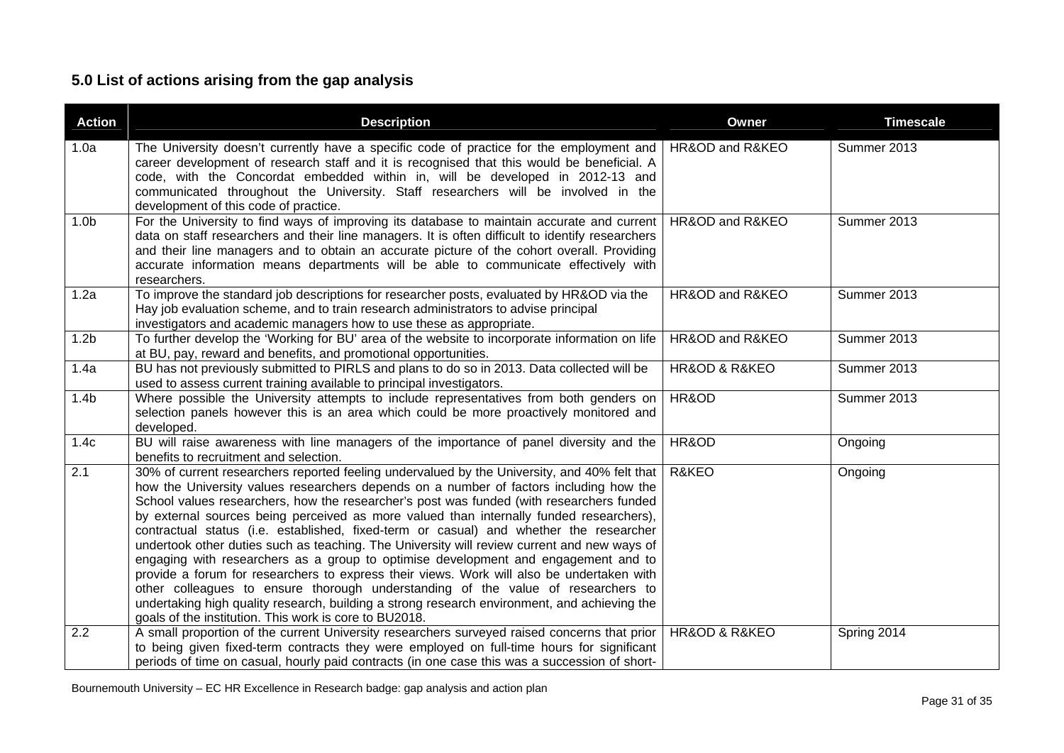## 5.0 List of actions arising from the gap analysis

| Action | Description | Owner | Timescale |
|---|---|---|---|
| 1.0a | The University doesn't currently have a specific code of practice for the employment and career development of research staff and it is recognised that this would be beneficial. A code, with the Concordat embedded within in, will be developed in 2012-13 and communicated throughout the University. Staff researchers will be involved in the development of this code of practice. | HR&OD and R&KEO | Summer 2013 |
| 1.0b | For the University to find ways of improving its database to maintain accurate and current data on staff researchers and their line managers. It is often difficult to identify researchers and their line managers and to obtain an accurate picture of the cohort overall. Providing accurate information means departments will be able to communicate effectively with researchers. | HR&OD and R&KEO | Summer 2013 |
| 1.2a | To improve the standard job descriptions for researcher posts, evaluated by HR&OD via the Hay job evaluation scheme, and to train research administrators to advise principal investigators and academic managers how to use these as appropriate. | HR&OD and R&KEO | Summer 2013 |
| 1.2b | To further develop the 'Working for BU' area of the website to incorporate information on life at BU, pay, reward and benefits, and promotional opportunities. | HR&OD and R&KEO | Summer 2013 |
| 1.4a | BU has not previously submitted to PIRLS and plans to do so in 2013. Data collected will be used to assess current training available to principal investigators. | HR&OD & R&KEO | Summer 2013 |
| 1.4b | Where possible the University attempts to include representatives from both genders on selection panels however this is an area which could be more proactively monitored and developed. | HR&OD | Summer 2013 |
| 1.4c | BU will raise awareness with line managers of the importance of panel diversity and the benefits to recruitment and selection. | HR&OD | Ongoing |
| 2.1 | 30% of current researchers reported feeling undervalued by the University, and 40% felt that how the University values researchers depends on a number of factors including how the School values researchers, how the researcher's post was funded (with researchers funded by external sources being perceived as more valued than internally funded researchers), contractual status (i.e. established, fixed-term or casual) and whether the researcher undertook other duties such as teaching. The University will review current and new ways of engaging with researchers as a group to optimise development and engagement and to provide a forum for researchers to express their views. Work will also be undertaken with other colleagues to ensure thorough understanding of the value of researchers to undertaking high quality research, building a strong research environment, and achieving the goals of the institution. This work is core to BU2018. | R&KEO | Ongoing |
| 2.2 | A small proportion of the current University researchers surveyed raised concerns that prior to being given fixed-term contracts they were employed on full-time hours for significant periods of time on casual, hourly paid contracts (in one case this was a succession of short- | HR&OD & R&KEO | Spring 2014 |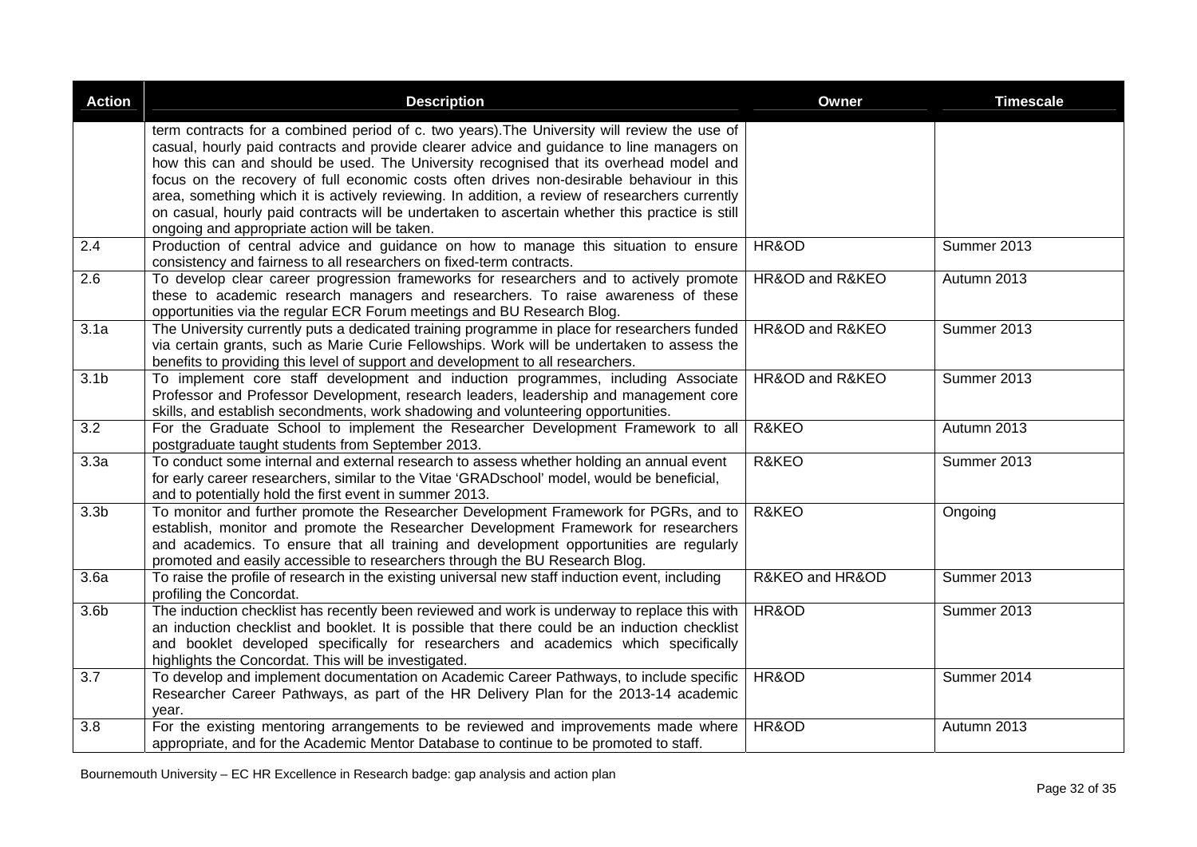| Action | Description | Owner | Timescale |
|---|---|---|---|
| | term contracts for a combined period of c. two years).The University will review the use of casual, hourly paid contracts and provide clearer advice and guidance to line managers on how this can and should be used. The University recognised that its overhead model and focus on the recovery of full economic costs often drives non-desirable behaviour in this area, something which it is actively reviewing. In addition, a review of researchers currently on casual, hourly paid contracts will be undertaken to ascertain whether this practice is still ongoing and appropriate action will be taken. | | |
| 2.4 | Production of central advice and guidance on how to manage this situation to ensure consistency and fairness to all researchers on fixed-term contracts. | HR&OD | Summer 2013 |
| 2.6 | To develop clear career progression frameworks for researchers and to actively promote these to academic research managers and researchers. To raise awareness of these opportunities via the regular ECR Forum meetings and BU Research Blog. | HR&OD and R&KEO | Autumn 2013 |
| 3.1a | The University currently puts a dedicated training programme in place for researchers funded via certain grants, such as Marie Curie Fellowships. Work will be undertaken to assess the benefits to providing this level of support and development to all researchers. | HR&OD and R&KEO | Summer 2013 |
| 3.1b | To implement core staff development and induction programmes, including Associate Professor and Professor Development, research leaders, leadership and management core skills, and establish secondments, work shadowing and volunteering opportunities. | HR&OD and R&KEO | Summer 2013 |
| 3.2 | For the Graduate School to implement the Researcher Development Framework to all postgraduate taught students from September 2013. | R&KEO | Autumn 2013 |
| 3.3a | To conduct some internal and external research to assess whether holding an annual event for early career researchers, similar to the Vitae 'GRADschool' model, would be beneficial, and to potentially hold the first event in summer 2013. | R&KEO | Summer 2013 |
| 3.3b | To monitor and further promote the Researcher Development Framework for PGRs, and to establish, monitor and promote the Researcher Development Framework for researchers and academics. To ensure that all training and development opportunities are regularly promoted and easily accessible to researchers through the BU Research Blog. | R&KEO | Ongoing |
| 3.6a | To raise the profile of research in the existing universal new staff induction event, including profiling the Concordat. | R&KEO and HR&OD | Summer 2013 |
| 3.6b | The induction checklist has recently been reviewed and work is underway to replace this with an induction checklist and booklet. It is possible that there could be an induction checklist and booklet developed specifically for researchers and academics which specifically highlights the Concordat. This will be investigated. | HR&OD | Summer 2013 |
| 3.7 | To develop and implement documentation on Academic Career Pathways, to include specific Researcher Career Pathways, as part of the HR Delivery Plan for the 2013-14 academic year. | HR&OD | Summer 2014 |
| 3.8 | For the existing mentoring arrangements to be reviewed and improvements made where appropriate, and for the Academic Mentor Database to continue to be promoted to staff. | HR&OD | Autumn 2013 |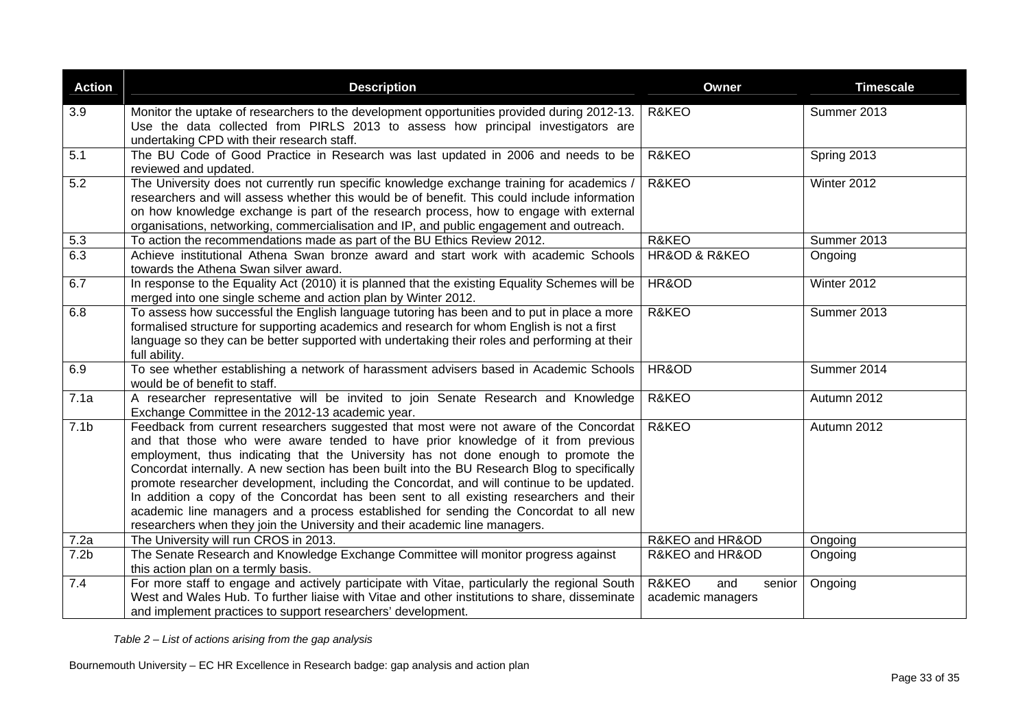| Action | Description | Owner | Timescale |
|---|---|---|---|
| 3.9 | Monitor the uptake of researchers to the development opportunities provided during 2012-13. Use the data collected from PIRLS 2013 to assess how principal investigators are undertaking CPD with their research staff. | R&KEO | Summer 2013 |
| 5.1 | The BU Code of Good Practice in Research was last updated in 2006 and needs to be reviewed and updated. | R&KEO | Spring 2013 |
| 5.2 | The University does not currently run specific knowledge exchange training for academics / researchers and will assess whether this would be of benefit. This could include information on how knowledge exchange is part of the research process, how to engage with external organisations, networking, commercialisation and IP, and public engagement and outreach. | R&KEO | Winter 2012 |
| 5.3 | To action the recommendations made as part of the BU Ethics Review 2012. | R&KEO | Summer 2013 |
| 6.3 | Achieve institutional Athena Swan bronze award and start work with academic Schools towards the Athena Swan silver award. | HR&OD & R&KEO | Ongoing |
| 6.7 | In response to the Equality Act (2010) it is planned that the existing Equality Schemes will be merged into one single scheme and action plan by Winter 2012. | HR&OD | Winter 2012 |
| 6.8 | To assess how successful the English language tutoring has been and to put in place a more formalised structure for supporting academics and research for whom English is not a first language so they can be better supported with undertaking their roles and performing at their full ability. | R&KEO | Summer 2013 |
| 6.9 | To see whether establishing a network of harassment advisers based in Academic Schools would be of benefit to staff. | HR&OD | Summer 2014 |
| 7.1a | A researcher representative will be invited to join Senate Research and Knowledge Exchange Committee in the 2012-13 academic year. | R&KEO | Autumn 2012 |
| 7.1b | Feedback from current researchers suggested that most were not aware of the Concordat and that those who were aware tended to have prior knowledge of it from previous employment, thus indicating that the University has not done enough to promote the Concordat internally. A new section has been built into the BU Research Blog to specifically promote researcher development, including the Concordat, and will continue to be updated. In addition a copy of the Concordat has been sent to all existing researchers and their academic line managers and a process established for sending the Concordat to all new researchers when they join the University and their academic line managers. | R&KEO | Autumn 2012 |
| 7.2a | The University will run CROS in 2013. | R&KEO and HR&OD | Ongoing |
| 7.2b | The Senate Research and Knowledge Exchange Committee will monitor progress against this action plan on a termly basis. | R&KEO and HR&OD | Ongoing |
| 7.4 | For more staff to engage and actively participate with Vitae, particularly the regional South West and Wales Hub. To further liaise with Vitae and other institutions to share, disseminate and implement practices to support researchers' development. | R&KEO and senior academic managers | Ongoing |

*Table 2 – List of actions arising from the gap analysis*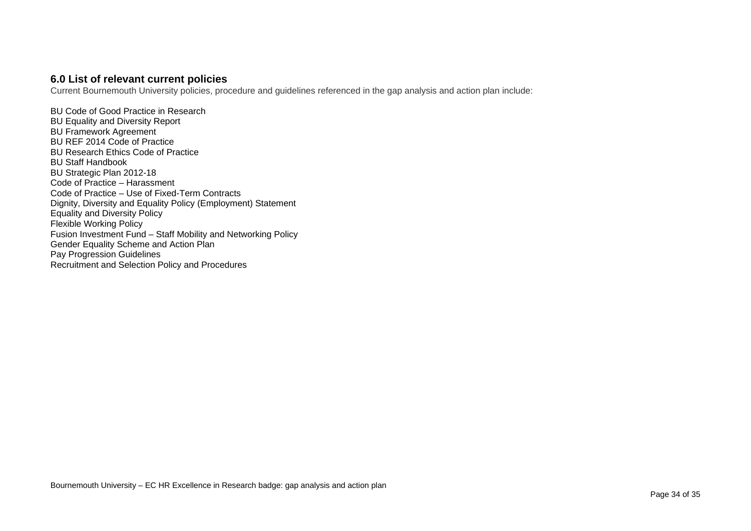## 6.0 List of relevant current policies

Current Bournemouth University policies, procedure and guidelines referenced in the gap analysis and action plan include:

BU Code of Good Practice in Research
BU Equality and Diversity Report
BU Framework Agreement
BU REF 2014 Code of Practice
BU Research Ethics Code of Practice
BU Staff Handbook
BU Strategic Plan 2012-18
Code of Practice – Harassment
Code of Practice – Use of Fixed-Term Contracts
Dignity, Diversity and Equality Policy (Employment) Statement
Equality and Diversity Policy
Flexible Working Policy
Fusion Investment Fund – Staff Mobility and Networking Policy
Gender Equality Scheme and Action Plan
Pay Progression Guidelines
Recruitment and Selection Policy and Procedures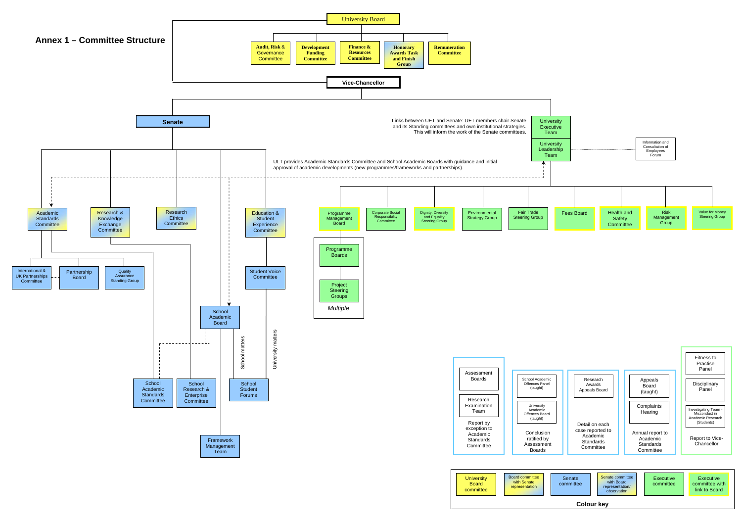# Annex 1 – Committee Structure

University Board

Audit, Risk & Governance Committee

Development Funding Committee

Finance & Resources Committee

Honorary Awards Task and Finish Group

Remuneration Committee

Vice-Chancellor

Senate

University Executive Team

University Leadership Team

Information and Consultation of Employees Forum

Links between UET and Senate: UET members chair Senate and its Standing committees and own institutional strategies. This will inform the work of the Senate committees.

ULT provides Academic Standards Committee and School Academic Boards with guidance and initial approval of academic developments (new programmes/frameworks and partnerships).

Academic Standards Committee

Research & Knowledge Exchange Committee

Research Ethics Committee

Education & Student Experience Committee

International & UK Partnerships Committee

Partnership Board

Quality Assurance Standing Group

Student Voice Committee

School Academic Board

School matters

University matters

School Academic Standards Committee

School Research & Enterprise Committee

School Student Forums

Framework Management Team

Programme Management Board

Programme Boards

Project Steering Groups

*Multiple*

Corporate Social Responsibility Committee

Dignity, Diversity and Equality Steering Group

Environmental Strategy Group

Fair Trade Steering Group

Fees Board

Health and Safety Committee

Risk Management Group

Value for Money Steering Group

Assessment Boards

Research Examination Team

Report by exception to Academic Standards Committee

School Academic Offences Panel (taught)

University Academic Offences Board (taught)

Conclusion ratified by Assessment Boards

Research Awards Appeals Board

Detail on each case reported to Academic Standards Committee

Appeals Board (taught)

Complaints Hearing

Annual report to Academic Standards Committee

Fitness to Practise Panel

Disciplinary Panel

Investigating Team - Misconduct in Academic Research (Students)

Report to Vice-Chancellor

University Board committee

Board committee with Senate representation

Senate committee

Senate committee with Board representation/ observation

Executive committee

Executive committee with link to Board

Colour key